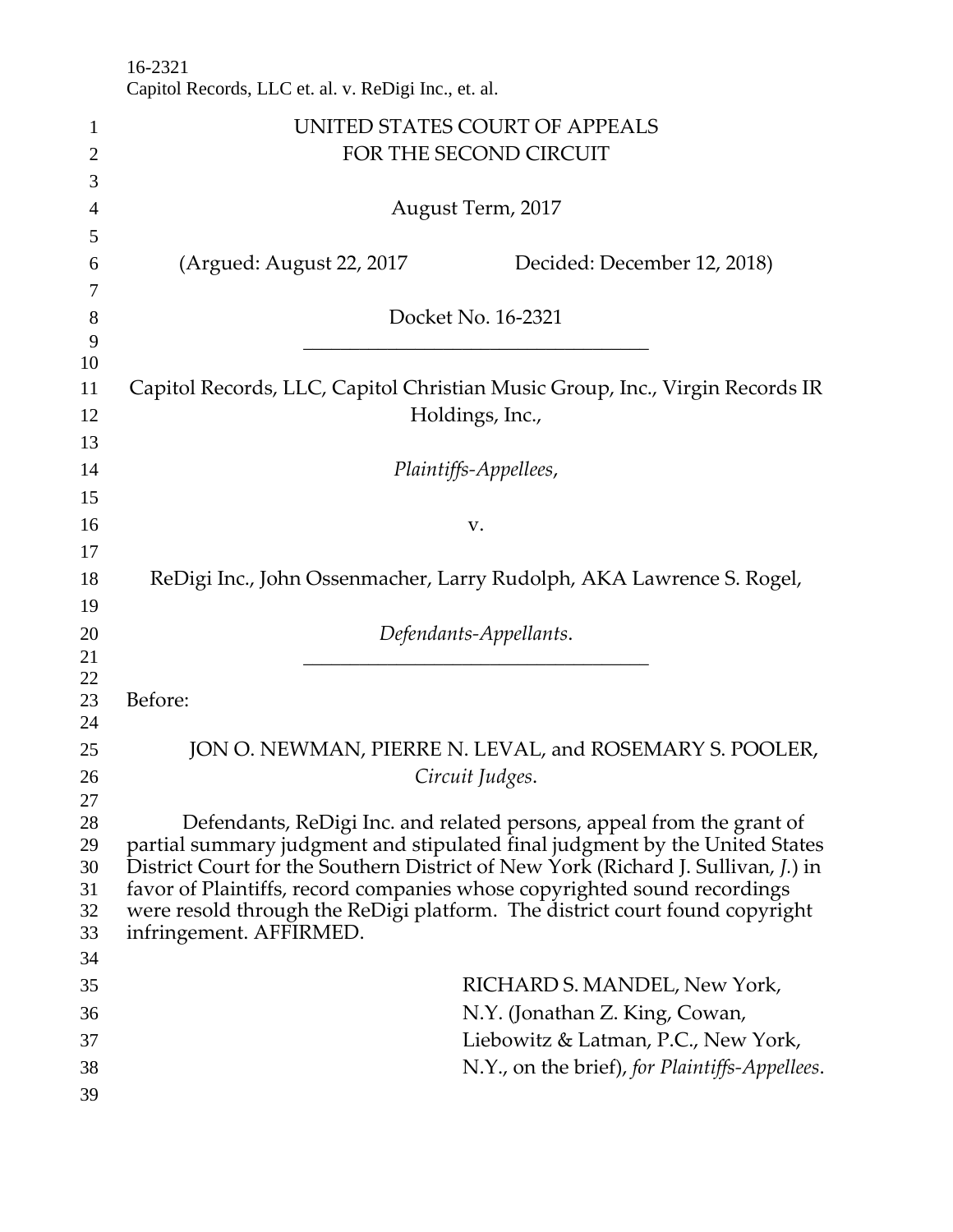16-2321
Capitol Records, LLC et. al. v. ReDigi Inc., et. al.

UNITED STATES COURT OF APPEALS
FOR THE SECOND CIRCUIT

August Term, 2017

(Argued: August 22, 2017 Decided: December 12, 2018)

Docket No. 16-2321

---

Capitol Records, LLC, Capitol Christian Music Group, Inc., Virgin Records IR Holdings, Inc.,

*Plaintiffs-Appellees*,

v.

ReDigi Inc., John Ossenmacher, Larry Rudolph, AKA Lawrence S. Rogel,

*Defendants-Appellants*.

---

Before:

JON O. NEWMAN, PIERRE N. LEVAL, and ROSEMARY S. POOLER, *Circuit Judges*.

Defendants, ReDigi Inc. and related persons, appeal from the grant of partial summary judgment and stipulated final judgment by the United States District Court for the Southern District of New York (Richard J. Sullivan, *J.*) in favor of Plaintiffs, record companies whose copyrighted sound recordings were resold through the ReDigi platform. The district court found copyright infringement. AFFIRMED.

RICHARD S. MANDEL, New York, N.Y. (Jonathan Z. King, Cowan, Liebowitz & Latman, P.C., New York, N.Y., on the brief), *for Plaintiffs-Appellees*.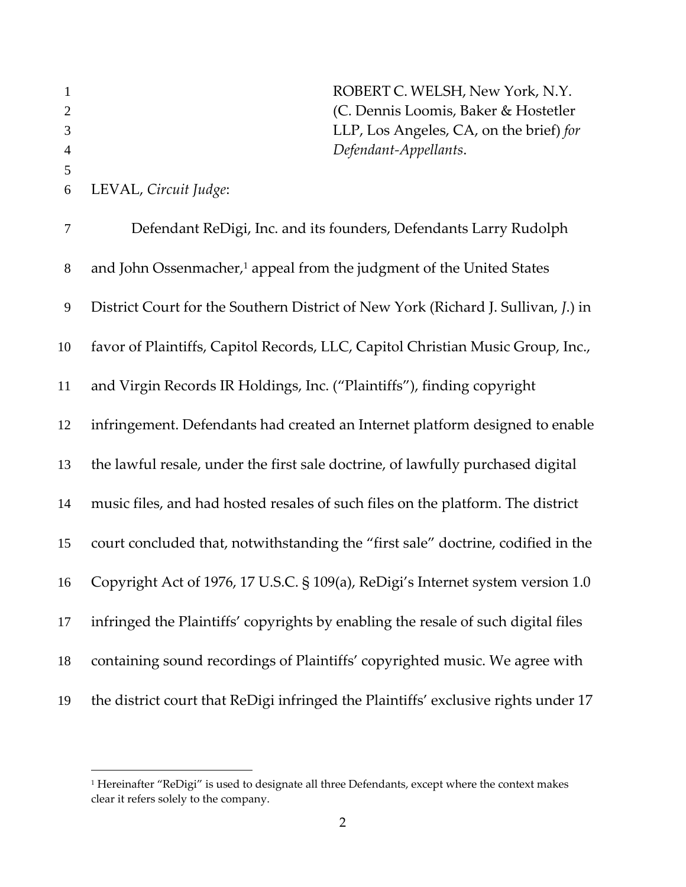ROBERT C. WELSH, New York, N.Y. (C. Dennis Loomis, Baker & Hostetler LLP, Los Angeles, CA, on the brief) *for Defendant-Appellants*.

LEVAL, *Circuit Judge*:

Defendant ReDigi, Inc. and its founders, Defendants Larry Rudolph and John Ossenmacher,[1] appeal from the judgment of the United States District Court for the Southern District of New York (Richard J. Sullivan, *J.*) in favor of Plaintiffs, Capitol Records, LLC, Capitol Christian Music Group, Inc., and Virgin Records IR Holdings, Inc. ("Plaintiffs"), finding copyright infringement. Defendants had created an Internet platform designed to enable the lawful resale, under the first sale doctrine, of lawfully purchased digital music files, and had hosted resales of such files on the platform. The district court concluded that, notwithstanding the "first sale" doctrine, codified in the Copyright Act of 1976, 17 U.S.C. § 109(a), ReDigi's Internet system version 1.0 infringed the Plaintiffs' copyrights by enabling the resale of such digital files containing sound recordings of Plaintiffs' copyrighted music. We agree with the district court that ReDigi infringed the Plaintiffs' exclusive rights under 17

[1] Hereinafter "ReDigi" is used to designate all three Defendants, except where the context makes clear it refers solely to the company.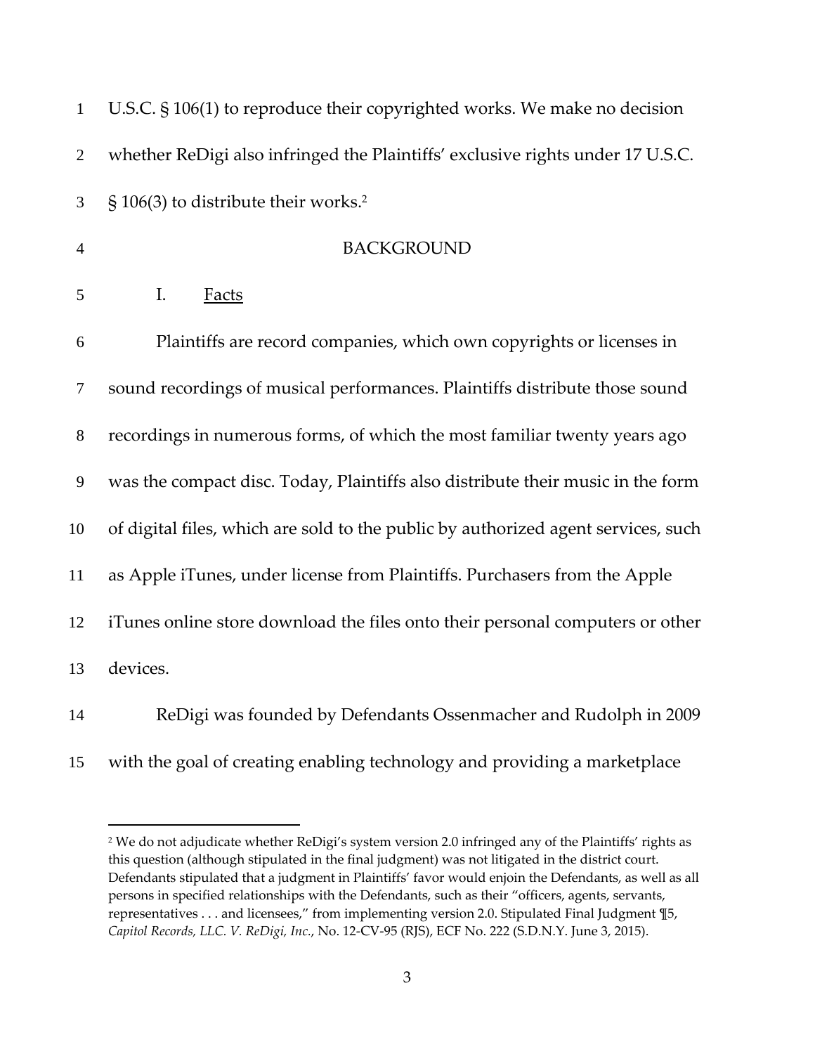U.S.C. § 106(1) to reproduce their copyrighted works. We make no decision whether ReDigi also infringed the Plaintiffs' exclusive rights under 17 U.S.C. § 106(3) to distribute their works.[2]

## BACKGROUND

### I. Facts

Plaintiffs are record companies, which own copyrights or licenses in sound recordings of musical performances. Plaintiffs distribute those sound recordings in numerous forms, of which the most familiar twenty years ago was the compact disc. Today, Plaintiffs also distribute their music in the form of digital files, which are sold to the public by authorized agent services, such as Apple iTunes, under license from Plaintiffs. Purchasers from the Apple iTunes online store download the files onto their personal computers or other devices.

ReDigi was founded by Defendants Ossenmacher and Rudolph in 2009 with the goal of creating enabling technology and providing a marketplace

---

[2] We do not adjudicate whether ReDigi's system version 2.0 infringed any of the Plaintiffs' rights as this question (although stipulated in the final judgment) was not litigated in the district court. Defendants stipulated that a judgment in Plaintiffs' favor would enjoin the Defendants, as well as all persons in specified relationships with the Defendants, such as their "officers, agents, servants, representatives . . . and licensees," from implementing version 2.0. Stipulated Final Judgment ¶5, *Capitol Records, LLC. V. ReDigi, Inc.*, No. 12-CV-95 (RJS), ECF No. 222 (S.D.N.Y. June 3, 2015).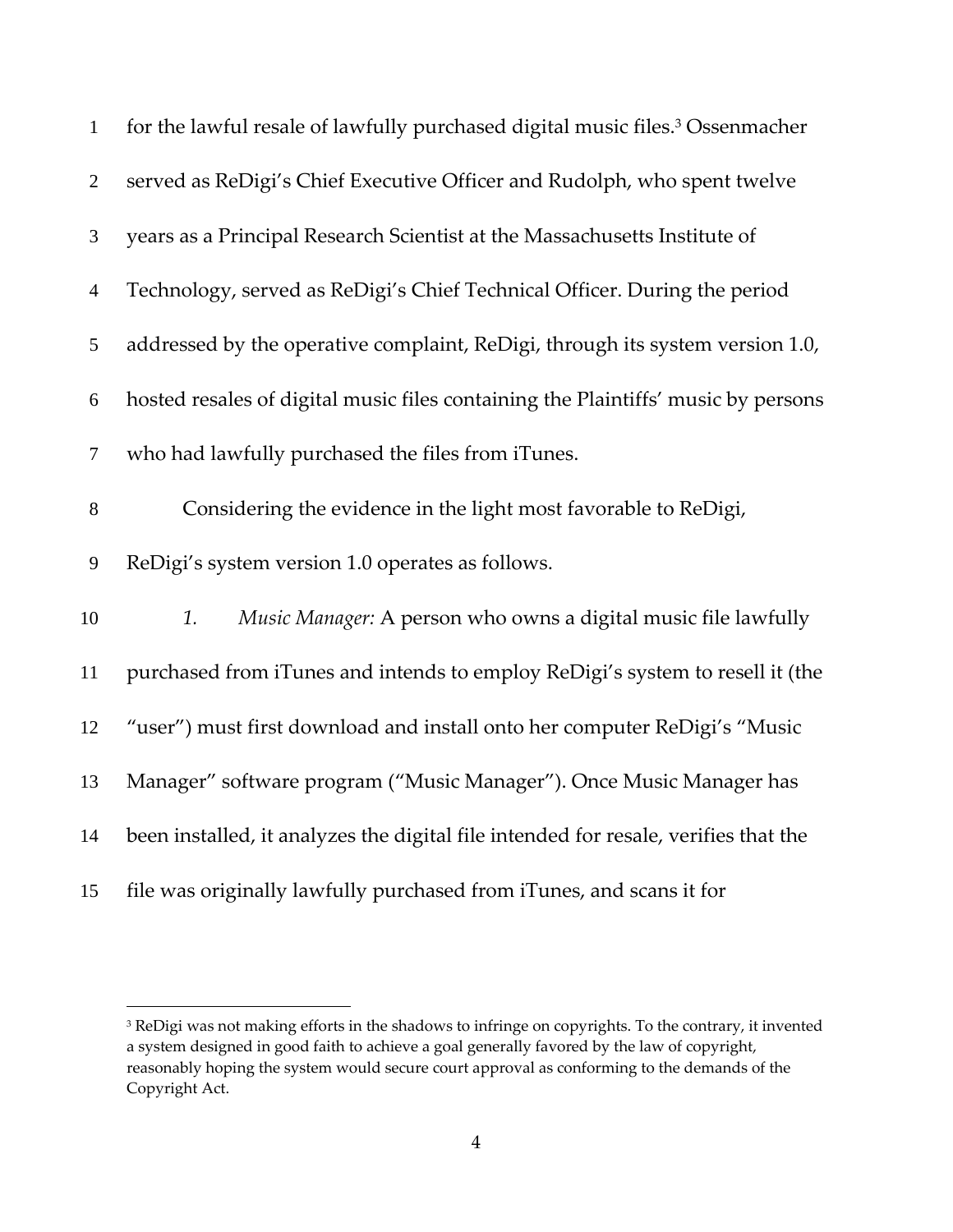for the lawful resale of lawfully purchased digital music files.[3] Ossenmacher served as ReDigi's Chief Executive Officer and Rudolph, who spent twelve years as a Principal Research Scientist at the Massachusetts Institute of Technology, served as ReDigi's Chief Technical Officer. During the period addressed by the operative complaint, ReDigi, through its system version 1.0, hosted resales of digital music files containing the Plaintiffs' music by persons who had lawfully purchased the files from iTunes.

Considering the evidence in the light most favorable to ReDigi, ReDigi's system version 1.0 operates as follows.

*1.* *Music Manager:* A person who owns a digital music file lawfully purchased from iTunes and intends to employ ReDigi's system to resell it (the "user") must first download and install onto her computer ReDigi's "Music Manager" software program ("Music Manager"). Once Music Manager has been installed, it analyzes the digital file intended for resale, verifies that the file was originally lawfully purchased from iTunes, and scans it for

---

[3] ReDigi was not making efforts in the shadows to infringe on copyrights. To the contrary, it invented a system designed in good faith to achieve a goal generally favored by the law of copyright, reasonably hoping the system would secure court approval as conforming to the demands of the Copyright Act.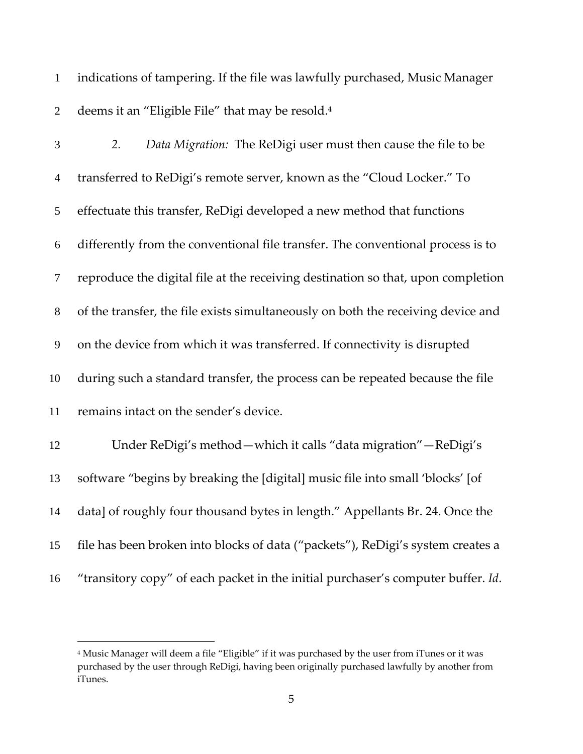indications of tampering. If the file was lawfully purchased, Music Manager deems it an "Eligible File" that may be resold.[4]

*2. Data Migration:* The ReDigi user must then cause the file to be transferred to ReDigi's remote server, known as the "Cloud Locker." To effectuate this transfer, ReDigi developed a new method that functions differently from the conventional file transfer. The conventional process is to reproduce the digital file at the receiving destination so that, upon completion of the transfer, the file exists simultaneously on both the receiving device and on the device from which it was transferred. If connectivity is disrupted during such a standard transfer, the process can be repeated because the file remains intact on the sender's device.

Under ReDigi's method—which it calls "data migration"—ReDigi's software "begins by breaking the [digital] music file into small 'blocks' [of data] of roughly four thousand bytes in length." Appellants Br. 24. Once the file has been broken into blocks of data ("packets"), ReDigi's system creates a "transitory copy" of each packet in the initial purchaser's computer buffer. *Id*.

---

[4] Music Manager will deem a file "Eligible" if it was purchased by the user from iTunes or it was purchased by the user through ReDigi, having been originally purchased lawfully by another from iTunes.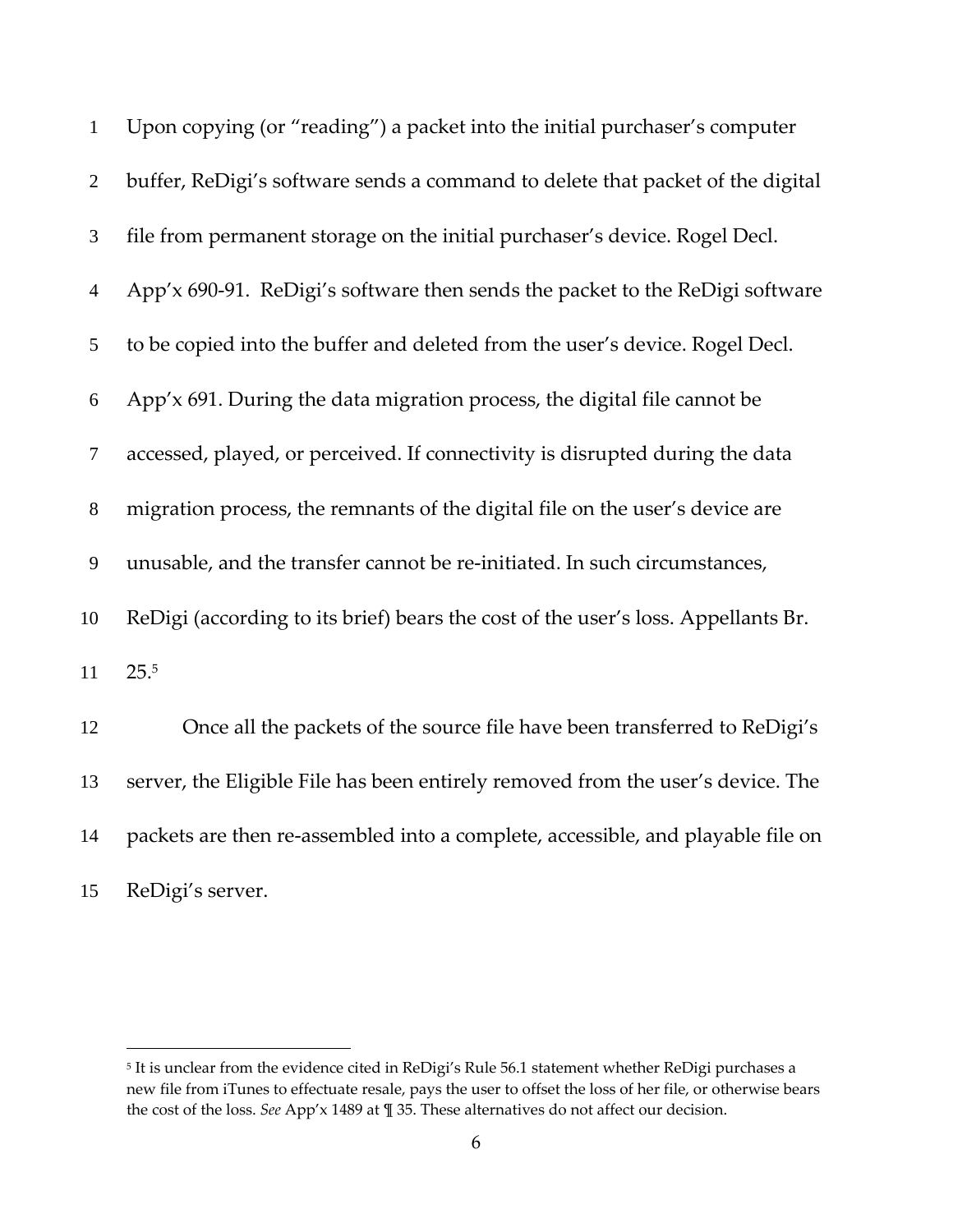Upon copying (or "reading") a packet into the initial purchaser's computer buffer, ReDigi's software sends a command to delete that packet of the digital file from permanent storage on the initial purchaser's device. Rogel Decl. App'x 690-91. ReDigi's software then sends the packet to the ReDigi software to be copied into the buffer and deleted from the user's device. Rogel Decl. App'x 691. During the data migration process, the digital file cannot be accessed, played, or perceived. If connectivity is disrupted during the data migration process, the remnants of the digital file on the user's device are unusable, and the transfer cannot be re-initiated. In such circumstances, ReDigi (according to its brief) bears the cost of the user's loss. Appellants Br. 25.[5]

Once all the packets of the source file have been transferred to ReDigi's server, the Eligible File has been entirely removed from the user's device. The packets are then re-assembled into a complete, accessible, and playable file on ReDigi's server.

---

[5] It is unclear from the evidence cited in ReDigi's Rule 56.1 statement whether ReDigi purchases a new file from iTunes to effectuate resale, pays the user to offset the loss of her file, or otherwise bears the cost of the loss. *See* App'x 1489 at ¶ 35. These alternatives do not affect our decision.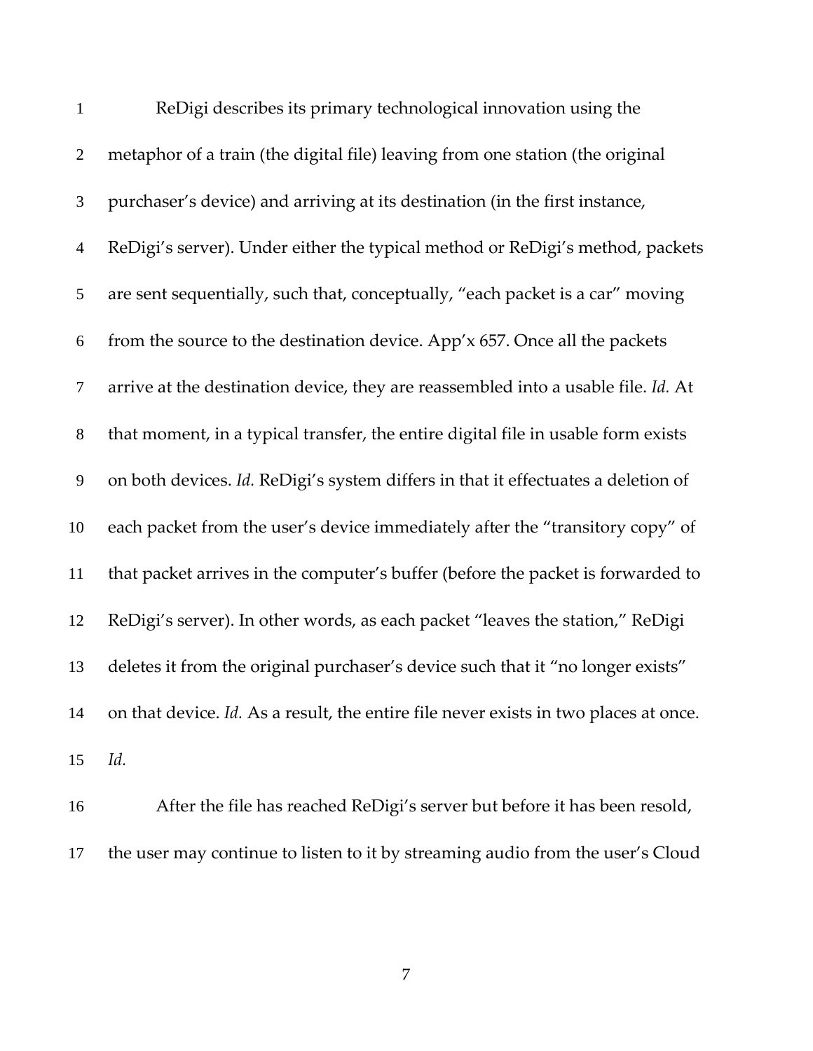ReDigi describes its primary technological innovation using the metaphor of a train (the digital file) leaving from one station (the original purchaser's device) and arriving at its destination (in the first instance, ReDigi's server). Under either the typical method or ReDigi's method, packets are sent sequentially, such that, conceptually, "each packet is a car" moving from the source to the destination device. App'x 657. Once all the packets arrive at the destination device, they are reassembled into a usable file. *Id.* At that moment, in a typical transfer, the entire digital file in usable form exists on both devices. *Id.* ReDigi's system differs in that it effectuates a deletion of each packet from the user's device immediately after the "transitory copy" of that packet arrives in the computer's buffer (before the packet is forwarded to ReDigi's server). In other words, as each packet "leaves the station," ReDigi deletes it from the original purchaser's device such that it "no longer exists" on that device. *Id.* As a result, the entire file never exists in two places at once. *Id.*

After the file has reached ReDigi's server but before it has been resold, the user may continue to listen to it by streaming audio from the user's Cloud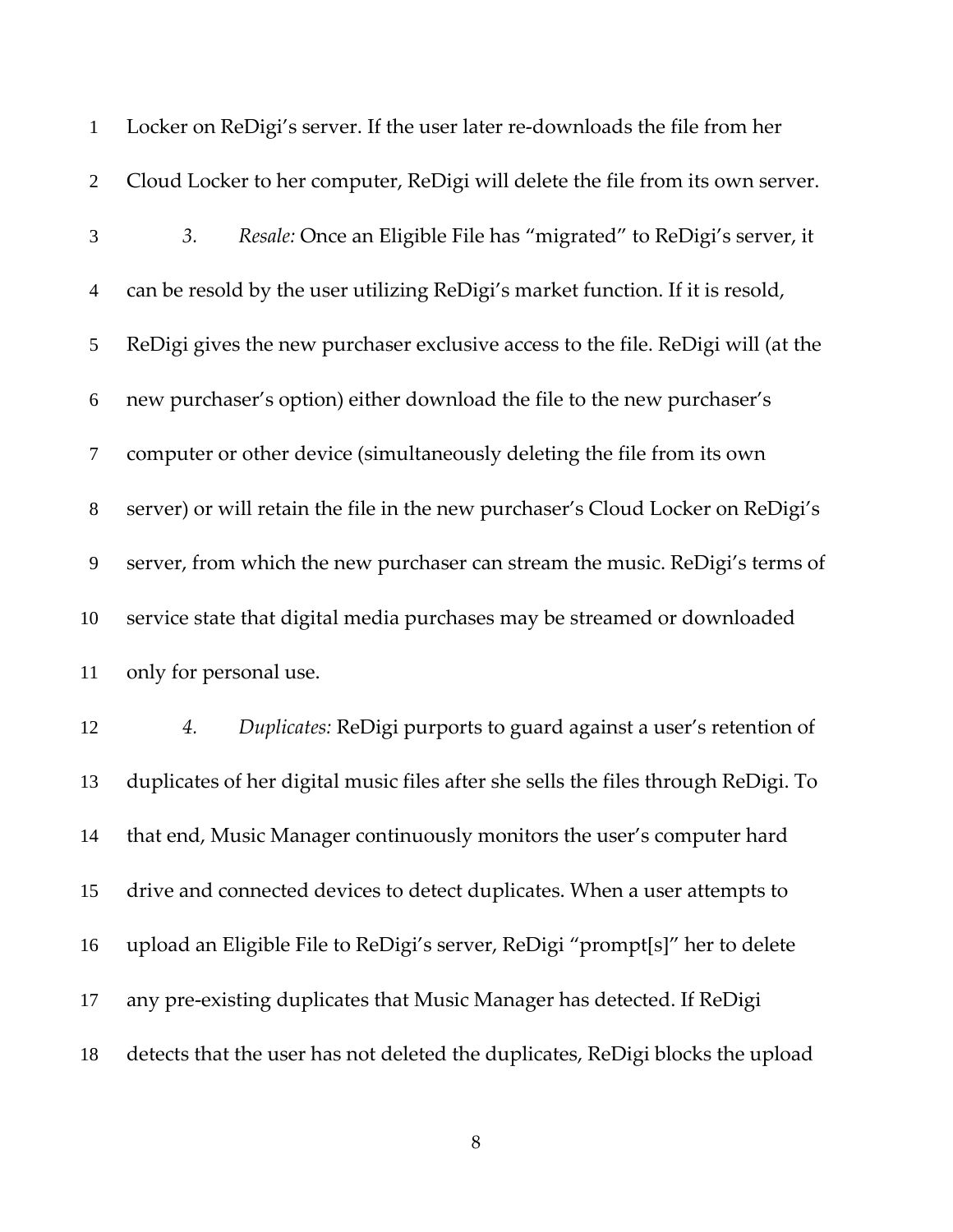Locker on ReDigi's server. If the user later re-downloads the file from her Cloud Locker to her computer, ReDigi will delete the file from its own server.

*3. Resale:* Once an Eligible File has "migrated" to ReDigi's server, it can be resold by the user utilizing ReDigi's market function. If it is resold, ReDigi gives the new purchaser exclusive access to the file. ReDigi will (at the new purchaser's option) either download the file to the new purchaser's computer or other device (simultaneously deleting the file from its own server) or will retain the file in the new purchaser's Cloud Locker on ReDigi's server, from which the new purchaser can stream the music. ReDigi's terms of service state that digital media purchases may be streamed or downloaded only for personal use.

*4. Duplicates:* ReDigi purports to guard against a user's retention of duplicates of her digital music files after she sells the files through ReDigi. To that end, Music Manager continuously monitors the user's computer hard drive and connected devices to detect duplicates. When a user attempts to upload an Eligible File to ReDigi's server, ReDigi "prompt[s]" her to delete any pre-existing duplicates that Music Manager has detected. If ReDigi detects that the user has not deleted the duplicates, ReDigi blocks the upload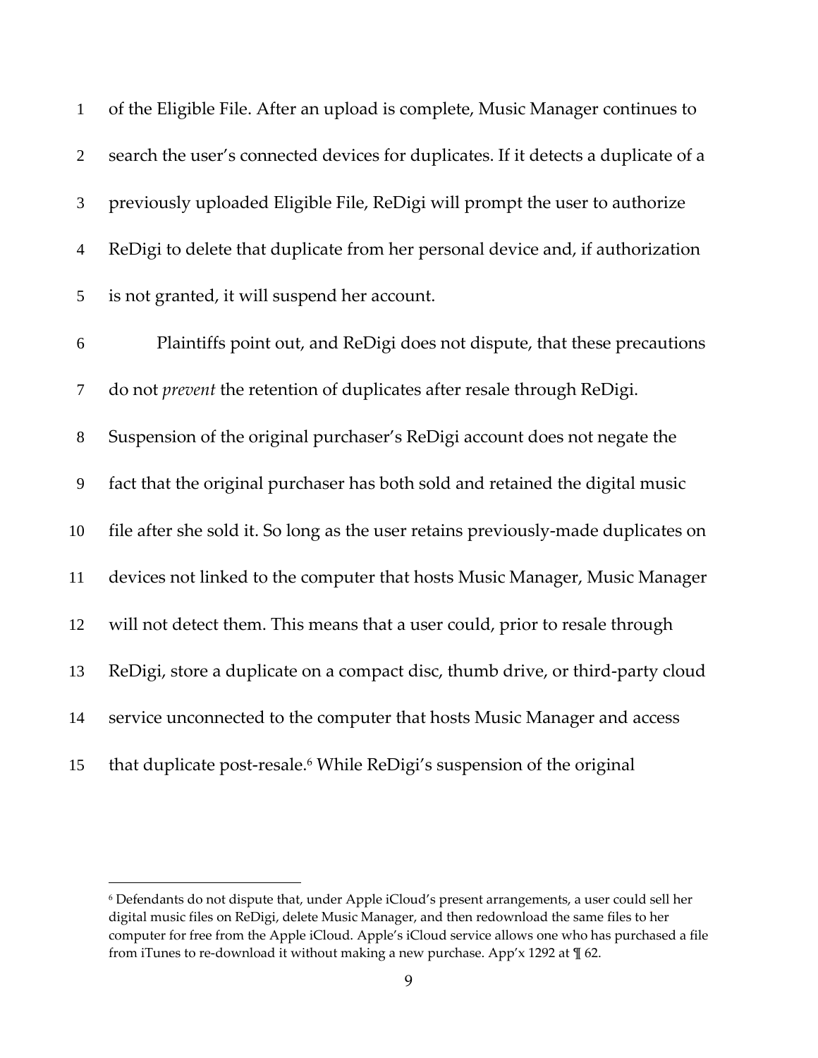of the Eligible File. After an upload is complete, Music Manager continues to search the user's connected devices for duplicates. If it detects a duplicate of a previously uploaded Eligible File, ReDigi will prompt the user to authorize ReDigi to delete that duplicate from her personal device and, if authorization is not granted, it will suspend her account.

Plaintiffs point out, and ReDigi does not dispute, that these precautions do not *prevent* the retention of duplicates after resale through ReDigi. Suspension of the original purchaser's ReDigi account does not negate the fact that the original purchaser has both sold and retained the digital music file after she sold it. So long as the user retains previously-made duplicates on devices not linked to the computer that hosts Music Manager, Music Manager will not detect them. This means that a user could, prior to resale through ReDigi, store a duplicate on a compact disc, thumb drive, or third-party cloud service unconnected to the computer that hosts Music Manager and access that duplicate post-resale.[6] While ReDigi's suspension of the original

[6] Defendants do not dispute that, under Apple iCloud's present arrangements, a user could sell her digital music files on ReDigi, delete Music Manager, and then redownload the same files to her computer for free from the Apple iCloud. Apple's iCloud service allows one who has purchased a file from iTunes to re-download it without making a new purchase. App'x 1292 at ¶ 62.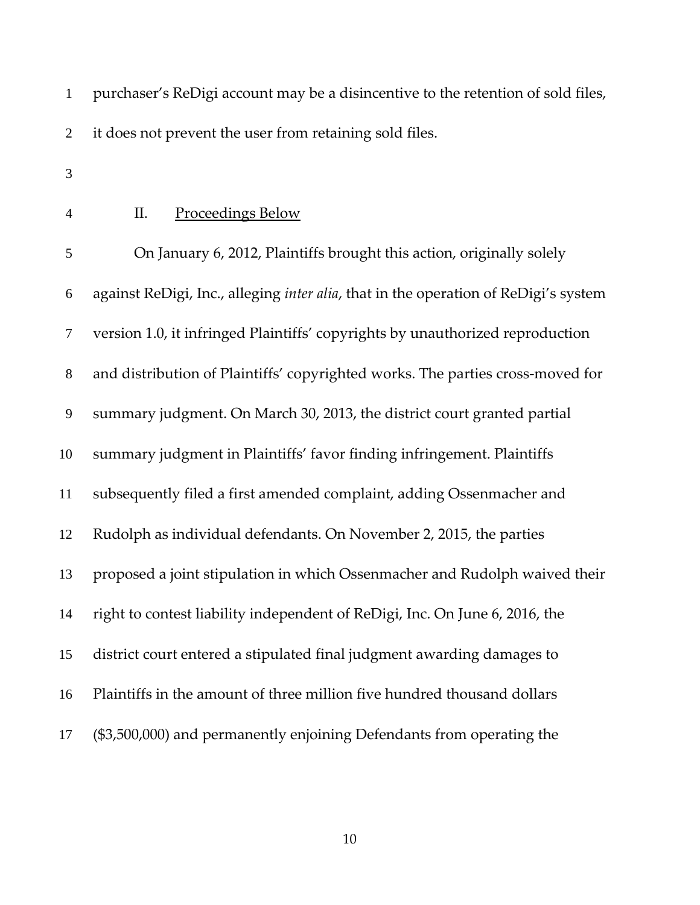purchaser's ReDigi account may be a disincentive to the retention of sold files, it does not prevent the user from retaining sold files.

## II. Proceedings Below

On January 6, 2012, Plaintiffs brought this action, originally solely against ReDigi, Inc., alleging *inter alia*, that in the operation of ReDigi's system version 1.0, it infringed Plaintiffs' copyrights by unauthorized reproduction and distribution of Plaintiffs' copyrighted works. The parties cross-moved for summary judgment. On March 30, 2013, the district court granted partial summary judgment in Plaintiffs' favor finding infringement. Plaintiffs subsequently filed a first amended complaint, adding Ossenmacher and Rudolph as individual defendants. On November 2, 2015, the parties proposed a joint stipulation in which Ossenmacher and Rudolph waived their right to contest liability independent of ReDigi, Inc. On June 6, 2016, the district court entered a stipulated final judgment awarding damages to Plaintiffs in the amount of three million five hundred thousand dollars ($3,500,000) and permanently enjoining Defendants from operating the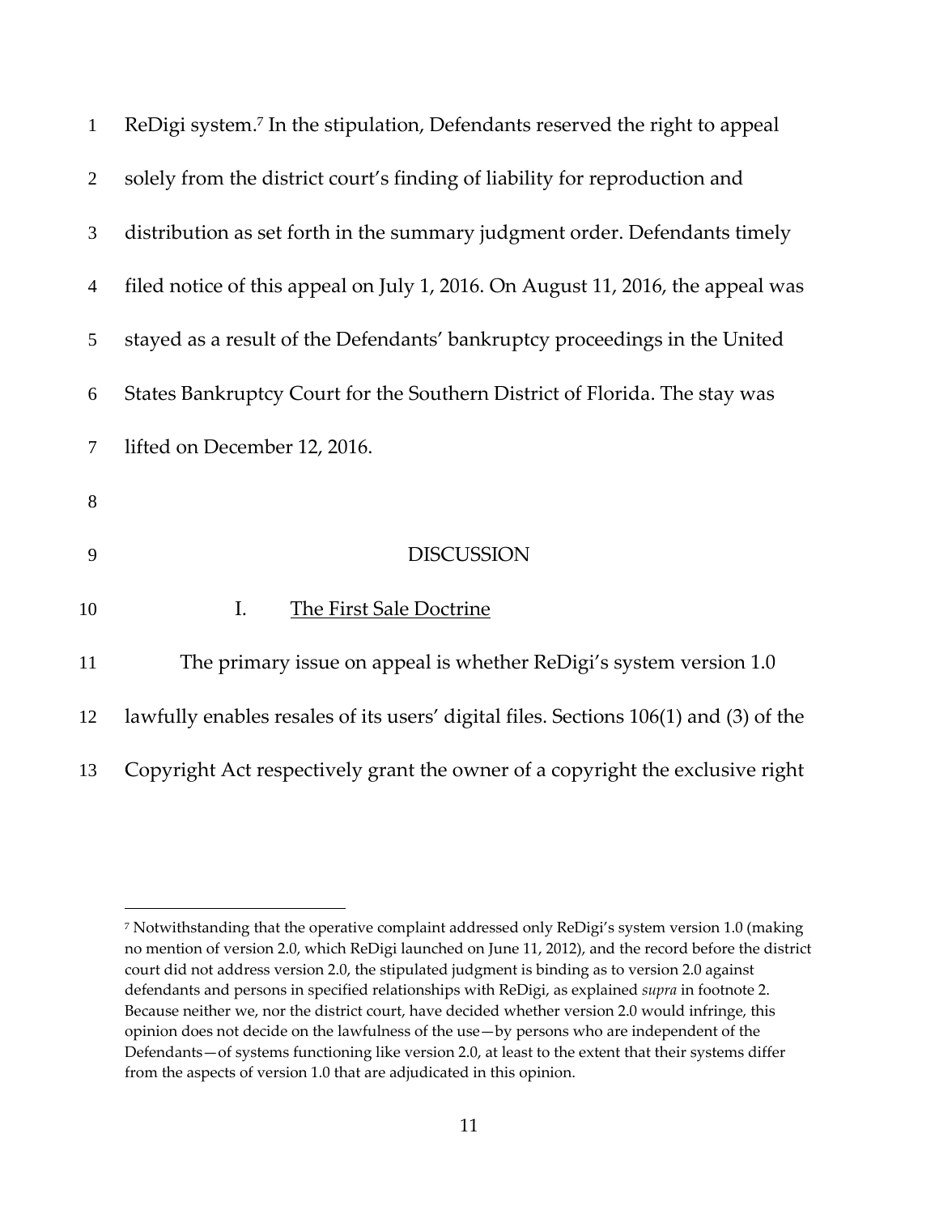ReDigi system.[7] In the stipulation, Defendants reserved the right to appeal solely from the district court's finding of liability for reproduction and distribution as set forth in the summary judgment order. Defendants timely filed notice of this appeal on July 1, 2016. On August 11, 2016, the appeal was stayed as a result of the Defendants' bankruptcy proceedings in the United States Bankruptcy Court for the Southern District of Florida. The stay was lifted on December 12, 2016.

## DISCUSSION

### I. The First Sale Doctrine

The primary issue on appeal is whether ReDigi's system version 1.0 lawfully enables resales of its users' digital files. Sections 106(1) and (3) of the Copyright Act respectively grant the owner of a copyright the exclusive right

---

[7] Notwithstanding that the operative complaint addressed only ReDigi's system version 1.0 (making no mention of version 2.0, which ReDigi launched on June 11, 2012), and the record before the district court did not address version 2.0, the stipulated judgment is binding as to version 2.0 against defendants and persons in specified relationships with ReDigi, as explained *supra* in footnote 2. Because neither we, nor the district court, have decided whether version 2.0 would infringe, this opinion does not decide on the lawfulness of the use—by persons who are independent of the Defendants—of systems functioning like version 2.0, at least to the extent that their systems differ from the aspects of version 1.0 that are adjudicated in this opinion.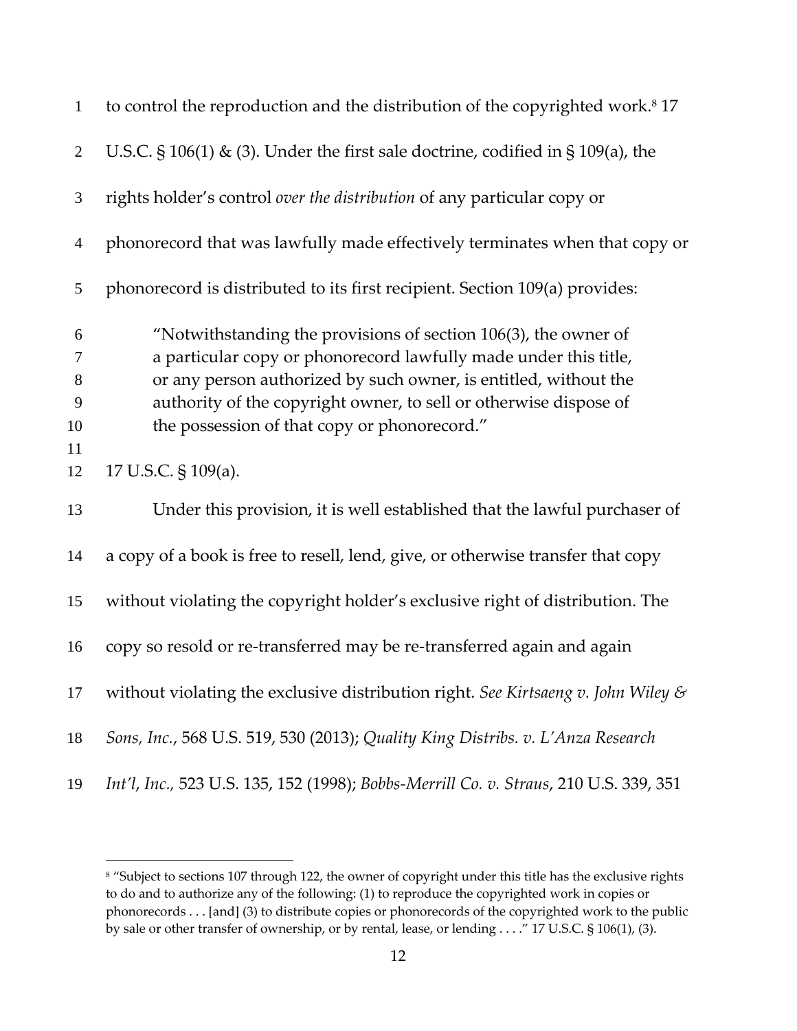to control the reproduction and the distribution of the copyrighted work.[8] 17 U.S.C. § 106(1) & (3). Under the first sale doctrine, codified in § 109(a), the rights holder's control *over the distribution* of any particular copy or phonorecord that was lawfully made effectively terminates when that copy or phonorecord is distributed to its first recipient. Section 109(a) provides:

> "Notwithstanding the provisions of section 106(3), the owner of a particular copy or phonorecord lawfully made under this title, or any person authorized by such owner, is entitled, without the authority of the copyright owner, to sell or otherwise dispose of the possession of that copy or phonorecord."

17 U.S.C. § 109(a).

Under this provision, it is well established that the lawful purchaser of a copy of a book is free to resell, lend, give, or otherwise transfer that copy without violating the copyright holder's exclusive right of distribution. The copy so resold or re-transferred may be re-transferred again and again without violating the exclusive distribution right. *See Kirtsaeng v. John Wiley & Sons, Inc.*, 568 U.S. 519, 530 (2013); *Quality King Distribs. v. L'Anza Research Int'l, Inc.,* 523 U.S. 135, 152 (1998); *Bobbs-Merrill Co. v. Straus*, 210 U.S. 339, 351

---

[8] "Subject to sections 107 through 122, the owner of copyright under this title has the exclusive rights to do and to authorize any of the following: (1) to reproduce the copyrighted work in copies or phonorecords . . . [and] (3) to distribute copies or phonorecords of the copyrighted work to the public by sale or other transfer of ownership, or by rental, lease, or lending . . . ." 17 U.S.C. § 106(1), (3).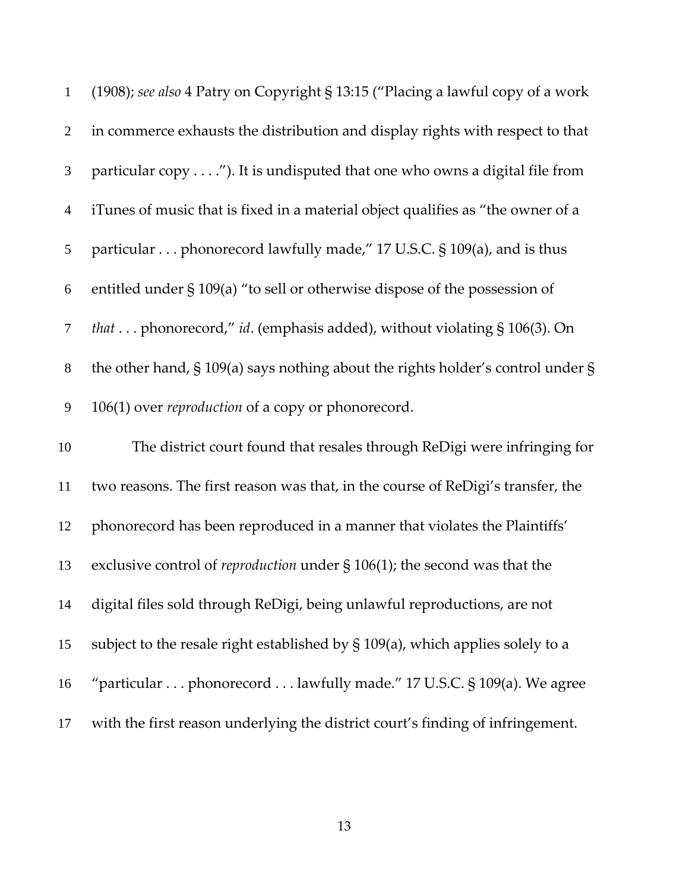(1908); *see also* 4 Patry on Copyright § 13:15 ("Placing a lawful copy of a work in commerce exhausts the distribution and display rights with respect to that particular copy . . . ."). It is undisputed that one who owns a digital file from iTunes of music that is fixed in a material object qualifies as "the owner of a particular . . . phonorecord lawfully made," 17 U.S.C. § 109(a), and is thus entitled under § 109(a) "to sell or otherwise dispose of the possession of *that* . . . phonorecord," *id*. (emphasis added), without violating § 106(3). On the other hand, § 109(a) says nothing about the rights holder's control under § 106(1) over *reproduction* of a copy or phonorecord.

The district court found that resales through ReDigi were infringing for two reasons. The first reason was that, in the course of ReDigi's transfer, the phonorecord has been reproduced in a manner that violates the Plaintiffs' exclusive control of *reproduction* under § 106(1); the second was that the digital files sold through ReDigi, being unlawful reproductions, are not subject to the resale right established by § 109(a), which applies solely to a "particular . . . phonorecord . . . lawfully made." 17 U.S.C. § 109(a). We agree with the first reason underlying the district court's finding of infringement.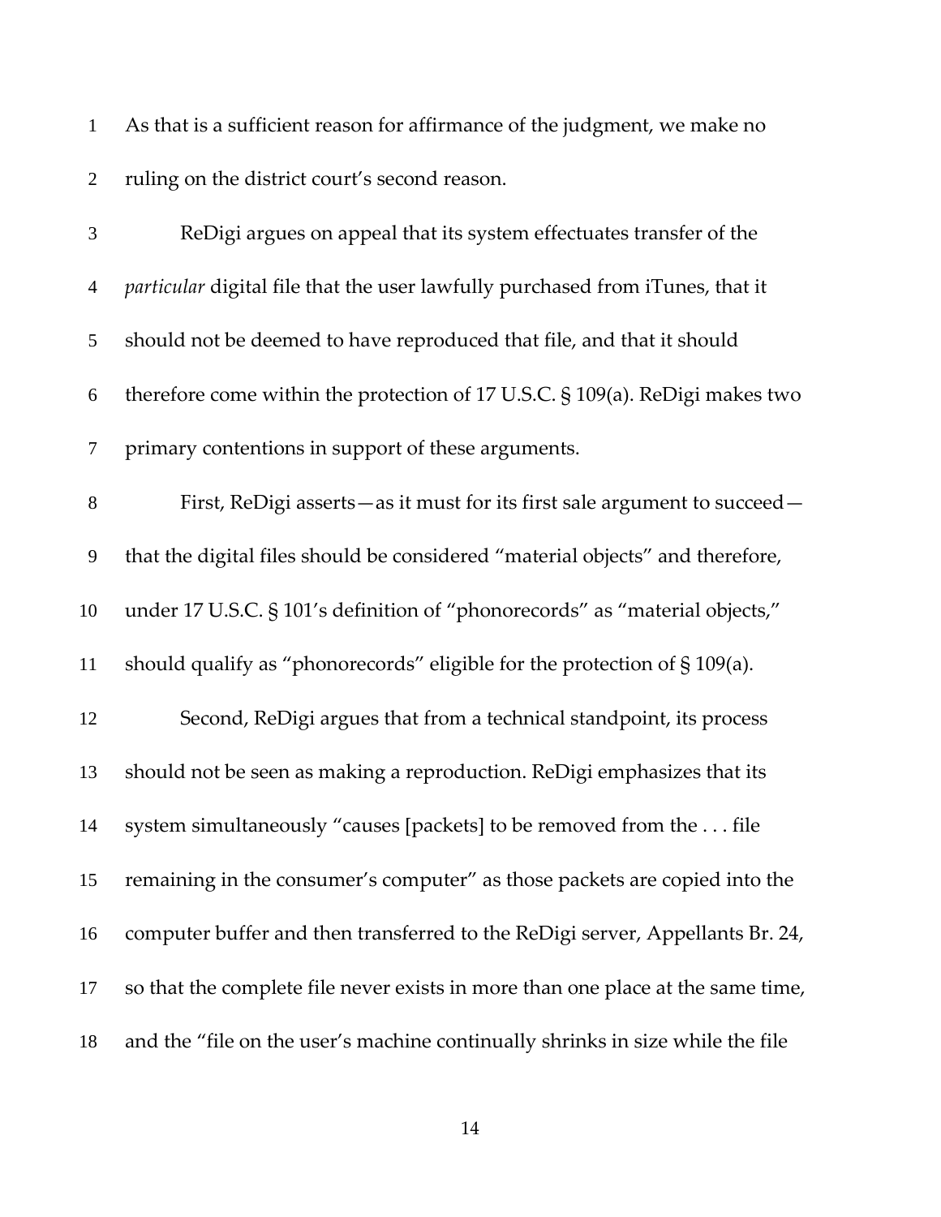As that is a sufficient reason for affirmance of the judgment, we make no ruling on the district court's second reason.

ReDigi argues on appeal that its system effectuates transfer of the *particular* digital file that the user lawfully purchased from iTunes, that it should not be deemed to have reproduced that file, and that it should therefore come within the protection of 17 U.S.C. § 109(a). ReDigi makes two primary contentions in support of these arguments.

First, ReDigi asserts—as it must for its first sale argument to succeed—that the digital files should be considered "material objects" and therefore, under 17 U.S.C. § 101's definition of "phonorecords" as "material objects," should qualify as "phonorecords" eligible for the protection of § 109(a).

Second, ReDigi argues that from a technical standpoint, its process should not be seen as making a reproduction. ReDigi emphasizes that its system simultaneously "causes [packets] to be removed from the . . . file remaining in the consumer's computer" as those packets are copied into the computer buffer and then transferred to the ReDigi server, Appellants Br. 24, so that the complete file never exists in more than one place at the same time, and the "file on the user's machine continually shrinks in size while the file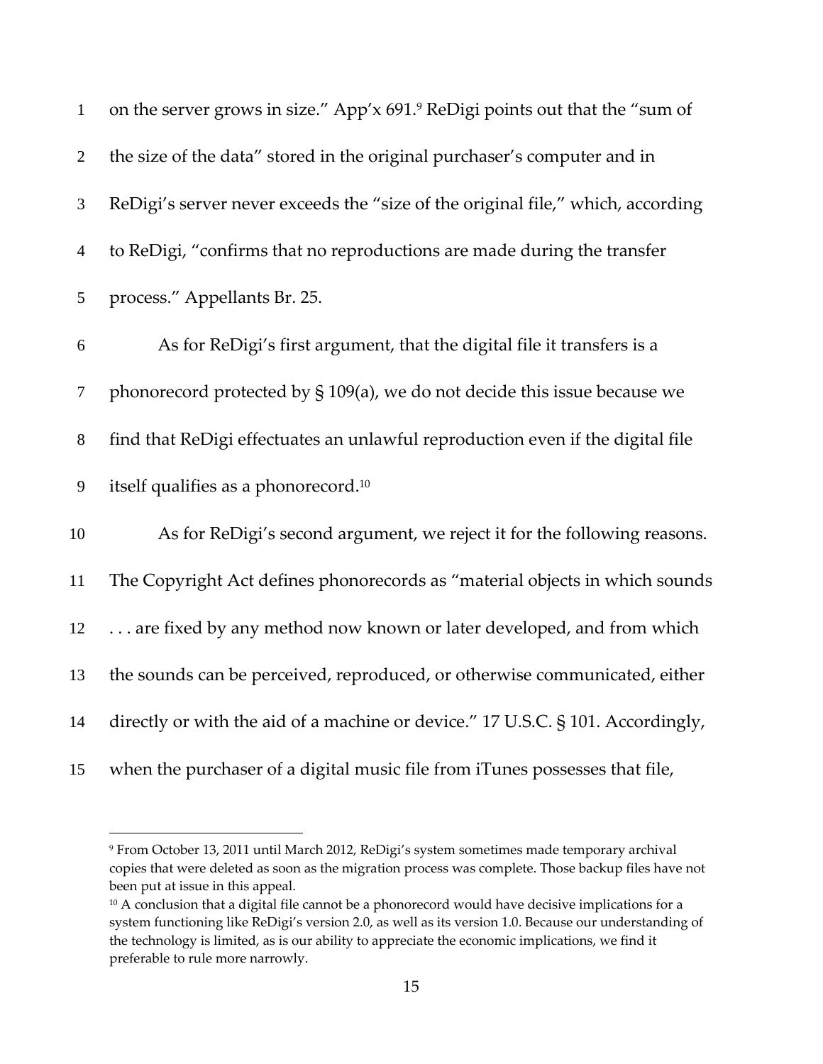on the server grows in size." App'x 691.[9] ReDigi points out that the "sum of the size of the data" stored in the original purchaser's computer and in ReDigi's server never exceeds the "size of the original file," which, according to ReDigi, "confirms that no reproductions are made during the transfer process." Appellants Br. 25.

As for ReDigi's first argument, that the digital file it transfers is a phonorecord protected by § 109(a), we do not decide this issue because we find that ReDigi effectuates an unlawful reproduction even if the digital file itself qualifies as a phonorecord.[10]

As for ReDigi's second argument, we reject it for the following reasons. The Copyright Act defines phonorecords as "material objects in which sounds . . . are fixed by any method now known or later developed, and from which the sounds can be perceived, reproduced, or otherwise communicated, either directly or with the aid of a machine or device." 17 U.S.C. § 101. Accordingly, when the purchaser of a digital music file from iTunes possesses that file,

---

[9] From October 13, 2011 until March 2012, ReDigi's system sometimes made temporary archival copies that were deleted as soon as the migration process was complete. Those backup files have not been put at issue in this appeal.

[10] A conclusion that a digital file cannot be a phonorecord would have decisive implications for a system functioning like ReDigi's version 2.0, as well as its version 1.0. Because our understanding of the technology is limited, as is our ability to appreciate the economic implications, we find it preferable to rule more narrowly.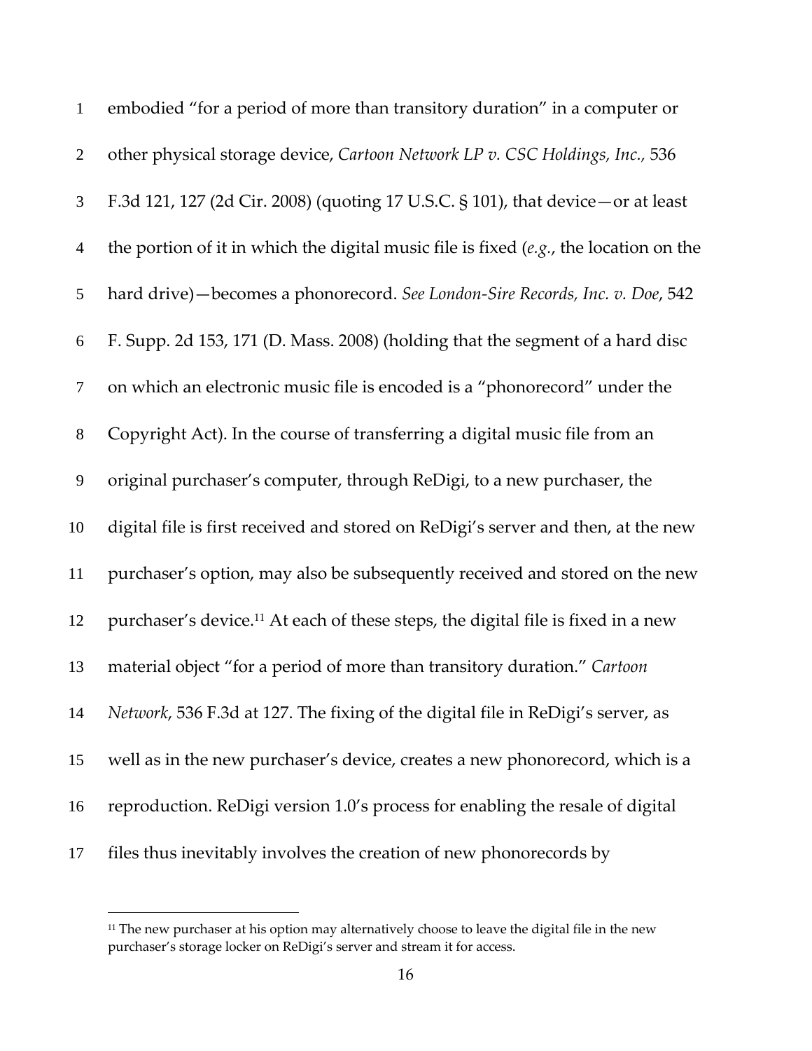embodied "for a period of more than transitory duration" in a computer or other physical storage device, *Cartoon Network LP v. CSC Holdings, Inc.*, 536 F.3d 121, 127 (2d Cir. 2008) (quoting 17 U.S.C. § 101), that device—or at least the portion of it in which the digital music file is fixed (*e.g.*, the location on the hard drive)—becomes a phonorecord. *See London-Sire Records, Inc. v. Doe*, 542 F. Supp. 2d 153, 171 (D. Mass. 2008) (holding that the segment of a hard disc on which an electronic music file is encoded is a "phonorecord" under the Copyright Act). In the course of transferring a digital music file from an original purchaser's computer, through ReDigi, to a new purchaser, the digital file is first received and stored on ReDigi's server and then, at the new purchaser's option, may also be subsequently received and stored on the new purchaser's device.[11] At each of these steps, the digital file is fixed in a new material object "for a period of more than transitory duration." *Cartoon Network*, 536 F.3d at 127. The fixing of the digital file in ReDigi's server, as well as in the new purchaser's device, creates a new phonorecord, which is a reproduction. ReDigi version 1.0's process for enabling the resale of digital files thus inevitably involves the creation of new phonorecords by

---

[11] The new purchaser at his option may alternatively choose to leave the digital file in the new purchaser's storage locker on ReDigi's server and stream it for access.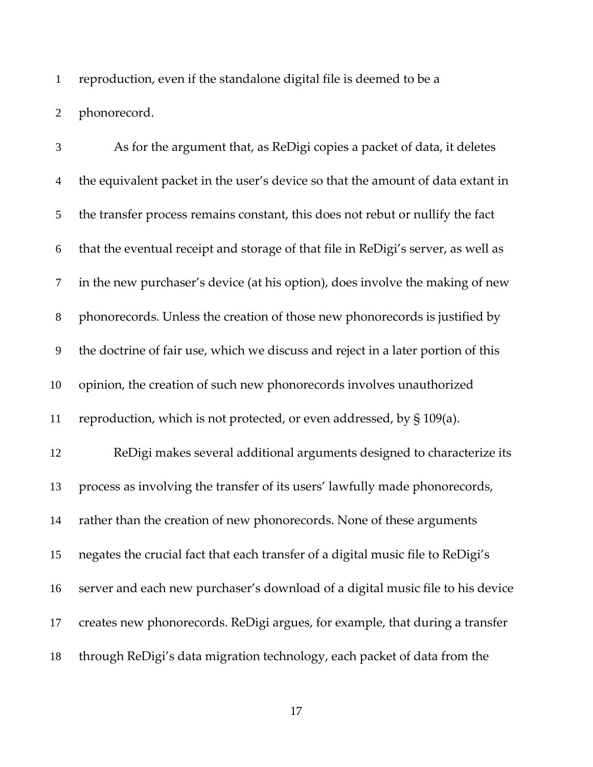reproduction, even if the standalone digital file is deemed to be a phonorecord.

As for the argument that, as ReDigi copies a packet of data, it deletes the equivalent packet in the user's device so that the amount of data extant in the transfer process remains constant, this does not rebut or nullify the fact that the eventual receipt and storage of that file in ReDigi's server, as well as in the new purchaser's device (at his option), does involve the making of new phonorecords. Unless the creation of those new phonorecords is justified by the doctrine of fair use, which we discuss and reject in a later portion of this opinion, the creation of such new phonorecords involves unauthorized reproduction, which is not protected, or even addressed, by § 109(a).

ReDigi makes several additional arguments designed to characterize its process as involving the transfer of its users' lawfully made phonorecords, rather than the creation of new phonorecords. None of these arguments negates the crucial fact that each transfer of a digital music file to ReDigi's server and each new purchaser's download of a digital music file to his device creates new phonorecords. ReDigi argues, for example, that during a transfer through ReDigi's data migration technology, each packet of data from the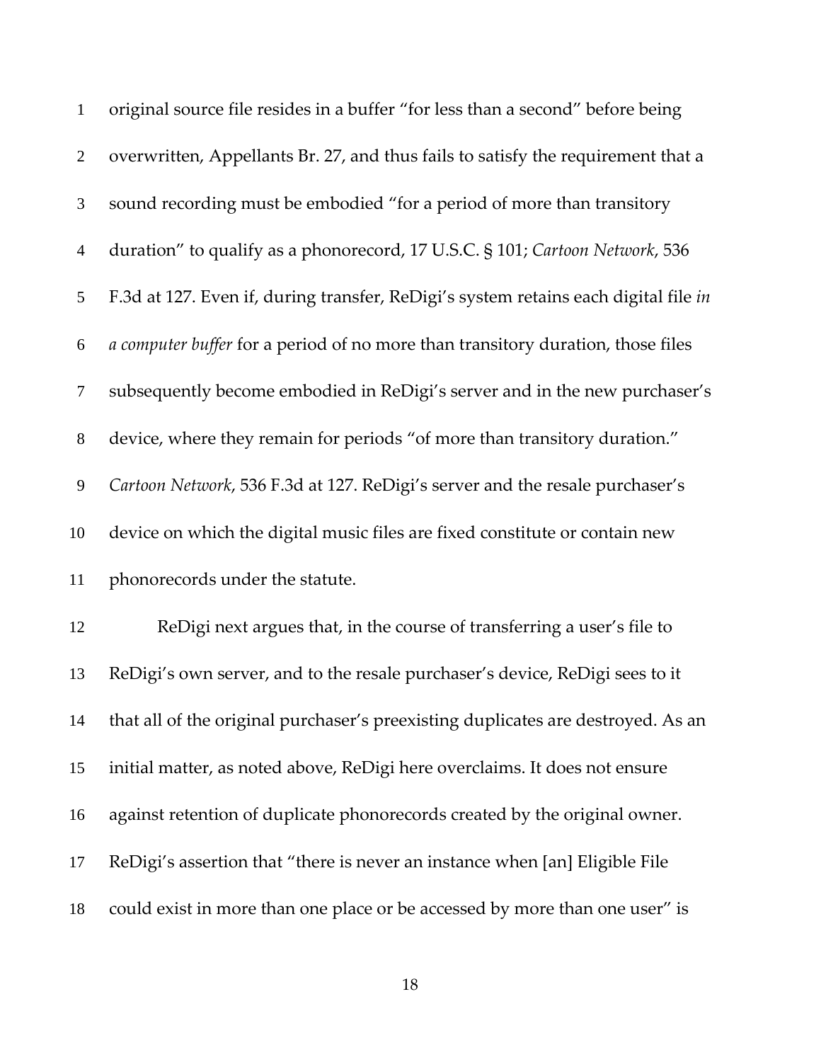original source file resides in a buffer "for less than a second" before being overwritten, Appellants Br. 27, and thus fails to satisfy the requirement that a sound recording must be embodied "for a period of more than transitory duration" to qualify as a phonorecord, 17 U.S.C. § 101; *Cartoon Network*, 536 F.3d at 127. Even if, during transfer, ReDigi's system retains each digital file *in a computer buffer* for a period of no more than transitory duration, those files subsequently become embodied in ReDigi's server and in the new purchaser's device, where they remain for periods "of more than transitory duration." *Cartoon Network*, 536 F.3d at 127. ReDigi's server and the resale purchaser's device on which the digital music files are fixed constitute or contain new phonorecords under the statute.

ReDigi next argues that, in the course of transferring a user's file to ReDigi's own server, and to the resale purchaser's device, ReDigi sees to it that all of the original purchaser's preexisting duplicates are destroyed. As an initial matter, as noted above, ReDigi here overclaims. It does not ensure against retention of duplicate phonorecords created by the original owner. ReDigi's assertion that "there is never an instance when [an] Eligible File could exist in more than one place or be accessed by more than one user" is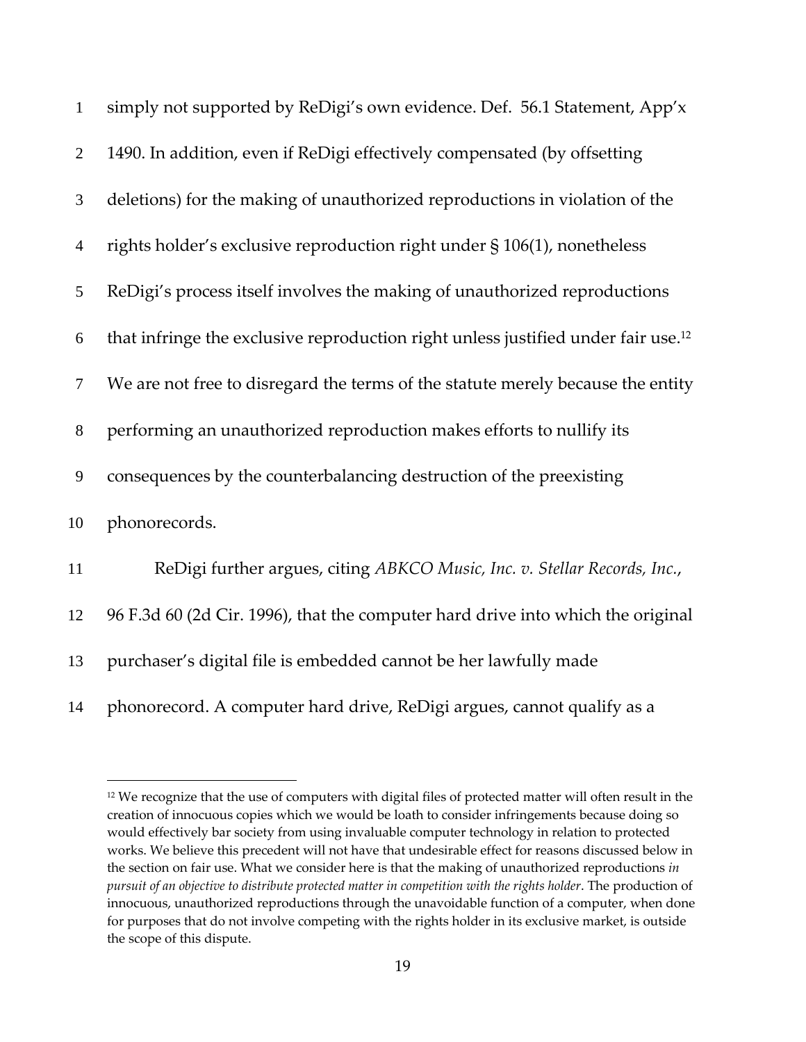simply not supported by ReDigi's own evidence. Def. 56.1 Statement, App'x 1490. In addition, even if ReDigi effectively compensated (by offsetting deletions) for the making of unauthorized reproductions in violation of the rights holder's exclusive reproduction right under § 106(1), nonetheless ReDigi's process itself involves the making of unauthorized reproductions that infringe the exclusive reproduction right unless justified under fair use.[12] We are not free to disregard the terms of the statute merely because the entity performing an unauthorized reproduction makes efforts to nullify its consequences by the counterbalancing destruction of the preexisting phonorecords.

ReDigi further argues, citing *ABKCO Music, Inc. v. Stellar Records, Inc.*, 96 F.3d 60 (2d Cir. 1996), that the computer hard drive into which the original purchaser's digital file is embedded cannot be her lawfully made phonorecord. A computer hard drive, ReDigi argues, cannot qualify as a

---

[12] We recognize that the use of computers with digital files of protected matter will often result in the creation of innocuous copies which we would be loath to consider infringements because doing so would effectively bar society from using invaluable computer technology in relation to protected works. We believe this precedent will not have that undesirable effect for reasons discussed below in the section on fair use. What we consider here is that the making of unauthorized reproductions *in pursuit of an objective to distribute protected matter in competition with the rights holder*. The production of innocuous, unauthorized reproductions through the unavoidable function of a computer, when done for purposes that do not involve competing with the rights holder in its exclusive market, is outside the scope of this dispute.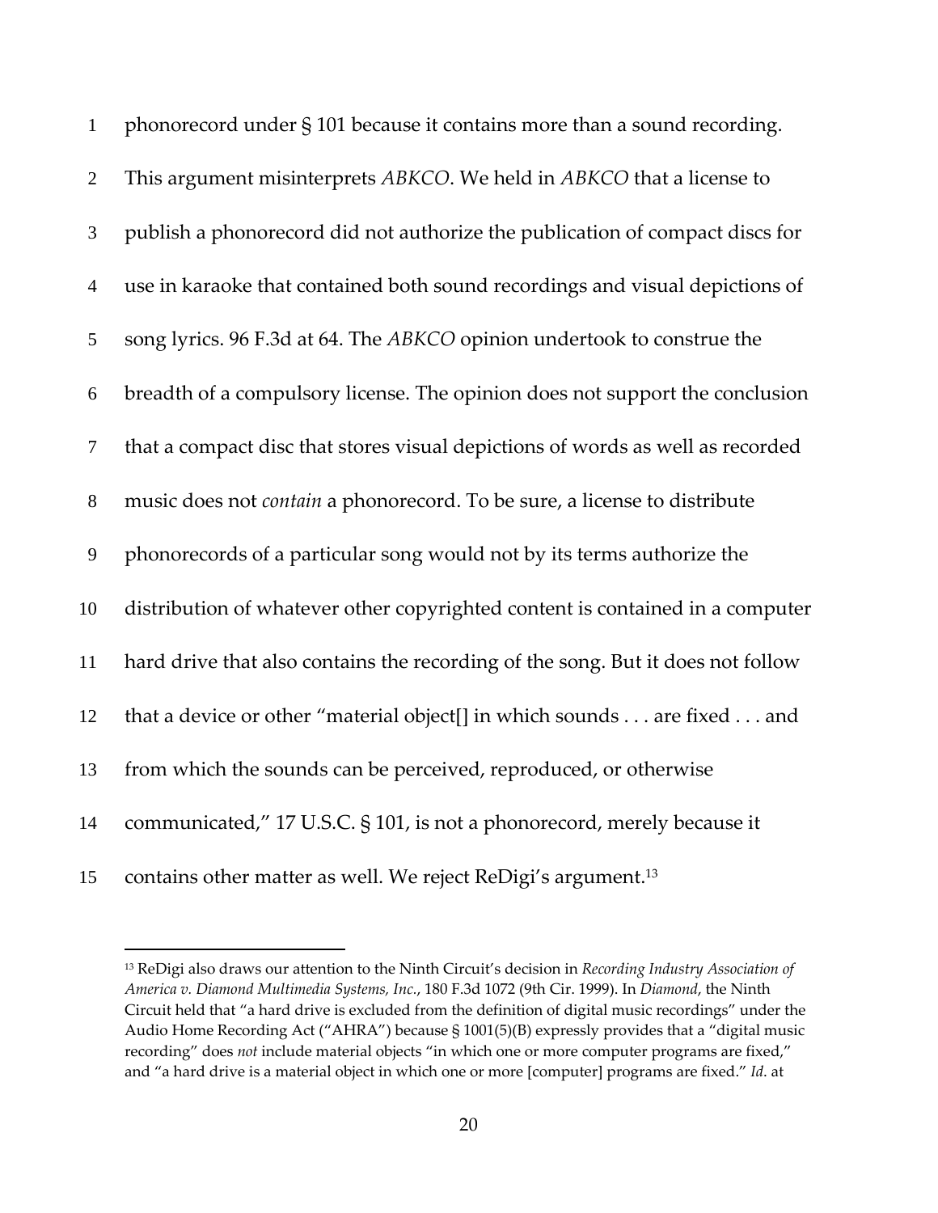phonorecord under § 101 because it contains more than a sound recording. This argument misinterprets *ABKCO*. We held in *ABKCO* that a license to publish a phonorecord did not authorize the publication of compact discs for use in karaoke that contained both sound recordings and visual depictions of song lyrics. 96 F.3d at 64. The *ABKCO* opinion undertook to construe the breadth of a compulsory license. The opinion does not support the conclusion that a compact disc that stores visual depictions of words as well as recorded music does not *contain* a phonorecord. To be sure, a license to distribute phonorecords of a particular song would not by its terms authorize the distribution of whatever other copyrighted content is contained in a computer hard drive that also contains the recording of the song. But it does not follow that a device or other "material object[] in which sounds . . . are fixed . . . and from which the sounds can be perceived, reproduced, or otherwise communicated," 17 U.S.C. § 101, is not a phonorecord, merely because it contains other matter as well. We reject ReDigi's argument.[13]

---

[13] ReDigi also draws our attention to the Ninth Circuit's decision in *Recording Industry Association of America v. Diamond Multimedia Systems, Inc.*, 180 F.3d 1072 (9th Cir. 1999). In *Diamond*, the Ninth Circuit held that "a hard drive is excluded from the definition of digital music recordings" under the Audio Home Recording Act ("AHRA") because § 1001(5)(B) expressly provides that a "digital music recording" does *not* include material objects "in which one or more computer programs are fixed," and "a hard drive is a material object in which one or more [computer] programs are fixed." *Id*. at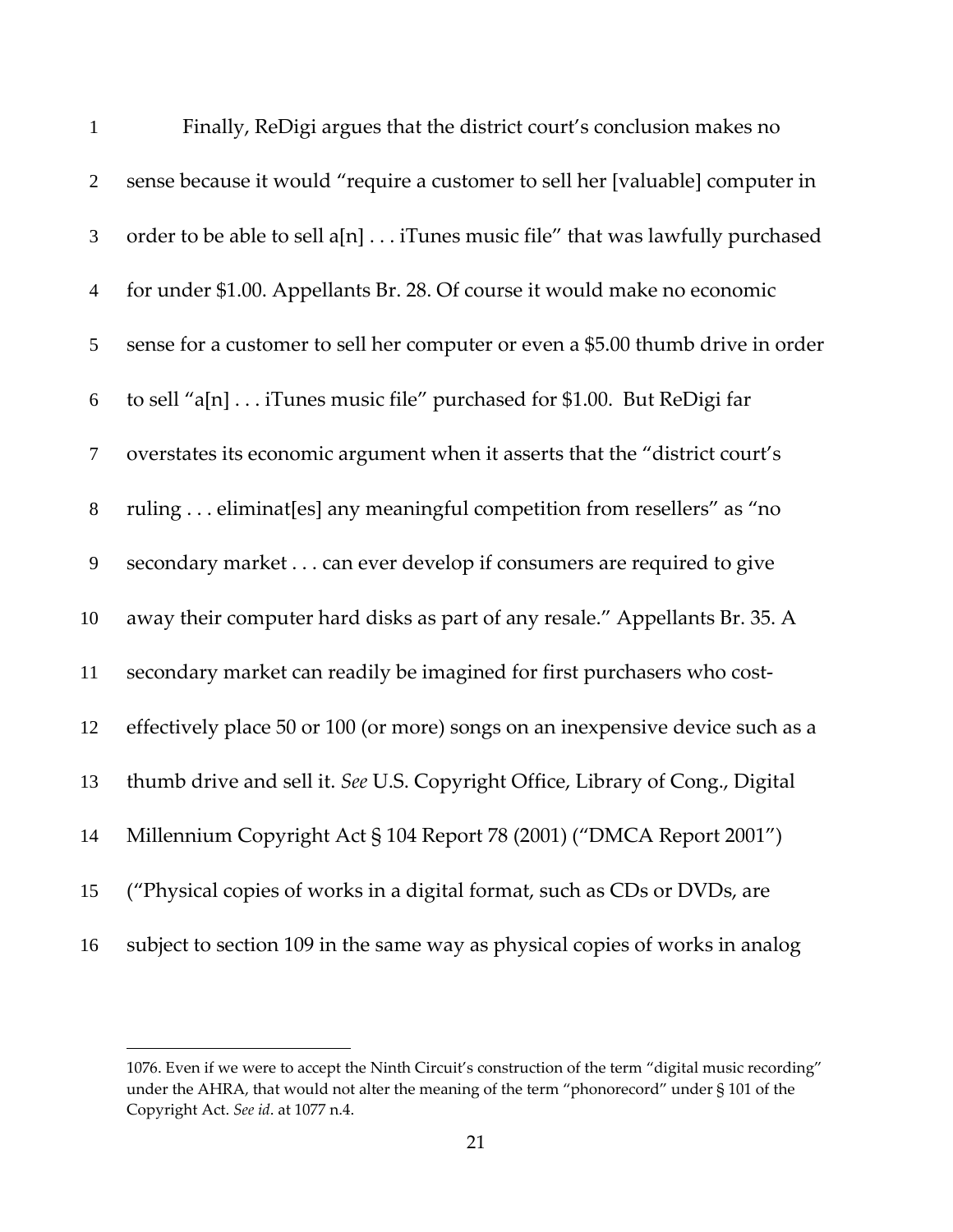Finally, ReDigi argues that the district court's conclusion makes no sense because it would "require a customer to sell her [valuable] computer in order to be able to sell a[n] . . . iTunes music file" that was lawfully purchased for under $1.00. Appellants Br. 28. Of course it would make no economic sense for a customer to sell her computer or even a $5.00 thumb drive in order to sell "a[n] . . . iTunes music file" purchased for $1.00. But ReDigi far overstates its economic argument when it asserts that the "district court's ruling . . . eliminat[es] any meaningful competition from resellers" as "no secondary market . . . can ever develop if consumers are required to give away their computer hard disks as part of any resale." Appellants Br. 35. A secondary market can readily be imagined for first purchasers who cost-effectively place 50 or 100 (or more) songs on an inexpensive device such as a thumb drive and sell it. *See* U.S. Copyright Office, Library of Cong., Digital Millennium Copyright Act § 104 Report 78 (2001) ("DMCA Report 2001") ("Physical copies of works in a digital format, such as CDs or DVDs, are subject to section 109 in the same way as physical copies of works in analog

---

1076. Even if we were to accept the Ninth Circuit's construction of the term "digital music recording" under the AHRA, that would not alter the meaning of the term "phonorecord" under § 101 of the Copyright Act. *See id*. at 1077 n.4.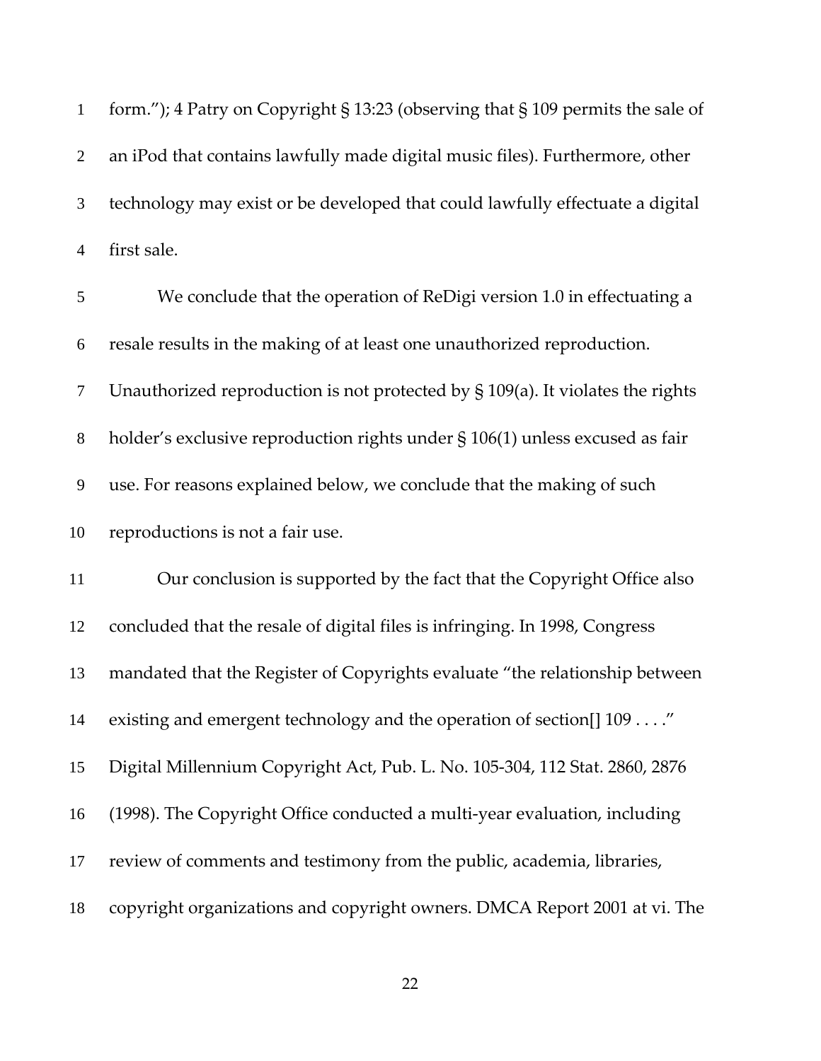form."); 4 Patry on Copyright § 13:23 (observing that § 109 permits the sale of an iPod that contains lawfully made digital music files). Furthermore, other technology may exist or be developed that could lawfully effectuate a digital first sale.

We conclude that the operation of ReDigi version 1.0 in effectuating a resale results in the making of at least one unauthorized reproduction. Unauthorized reproduction is not protected by § 109(a). It violates the rights holder's exclusive reproduction rights under § 106(1) unless excused as fair use. For reasons explained below, we conclude that the making of such reproductions is not a fair use.

Our conclusion is supported by the fact that the Copyright Office also concluded that the resale of digital files is infringing. In 1998, Congress mandated that the Register of Copyrights evaluate "the relationship between existing and emergent technology and the operation of section[] 109 . . . ." Digital Millennium Copyright Act, Pub. L. No. 105-304, 112 Stat. 2860, 2876 (1998). The Copyright Office conducted a multi-year evaluation, including review of comments and testimony from the public, academia, libraries, copyright organizations and copyright owners. DMCA Report 2001 at vi. The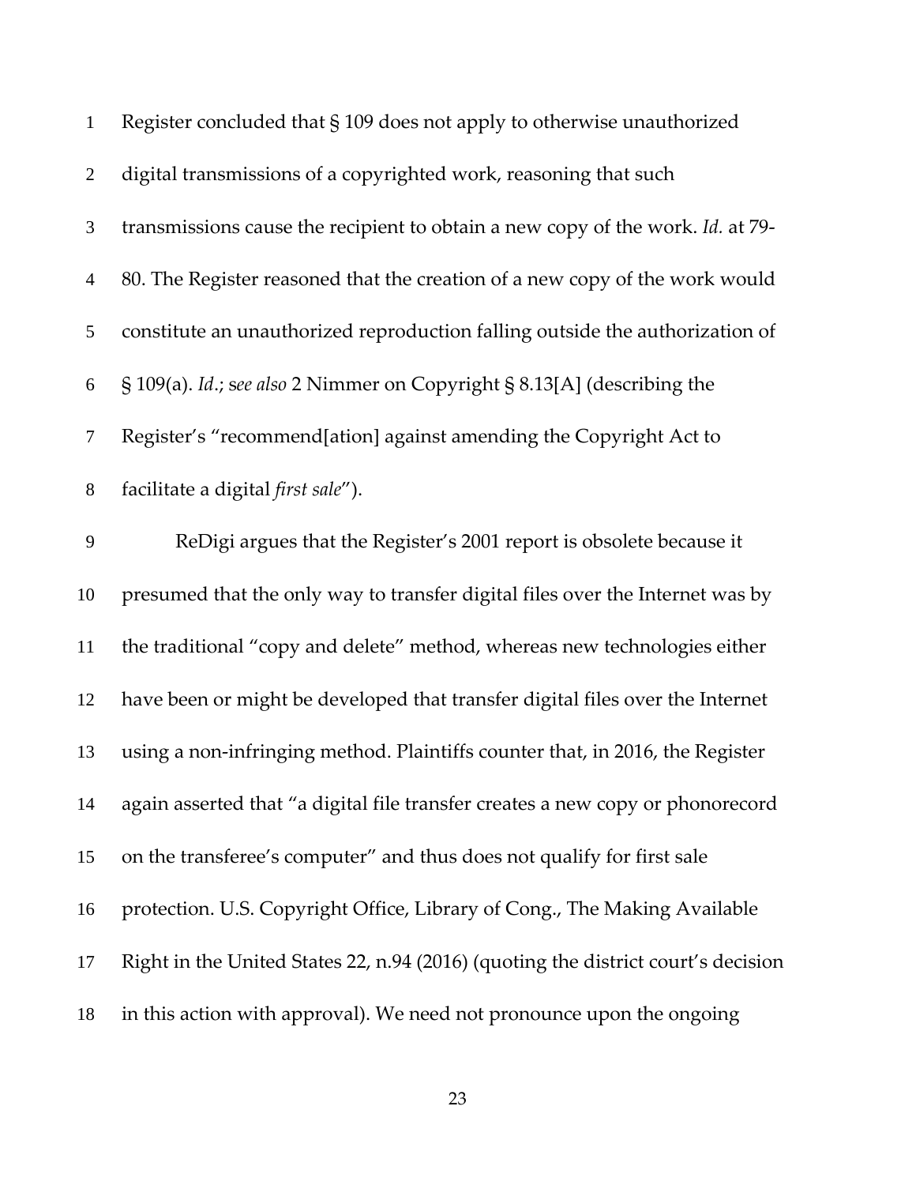Register concluded that § 109 does not apply to otherwise unauthorized digital transmissions of a copyrighted work, reasoning that such transmissions cause the recipient to obtain a new copy of the work. *Id.* at 79-80. The Register reasoned that the creation of a new copy of the work would constitute an unauthorized reproduction falling outside the authorization of § 109(a). *Id*.; s*ee also* 2 Nimmer on Copyright § 8.13[A] (describing the Register's "recommend[ation] against amending the Copyright Act to facilitate a digital *first sale*").

ReDigi argues that the Register's 2001 report is obsolete because it presumed that the only way to transfer digital files over the Internet was by the traditional "copy and delete" method, whereas new technologies either have been or might be developed that transfer digital files over the Internet using a non-infringing method. Plaintiffs counter that, in 2016, the Register again asserted that "a digital file transfer creates a new copy or phonorecord on the transferee's computer" and thus does not qualify for first sale protection. U.S. Copyright Office, Library of Cong., The Making Available Right in the United States 22, n.94 (2016) (quoting the district court's decision in this action with approval). We need not pronounce upon the ongoing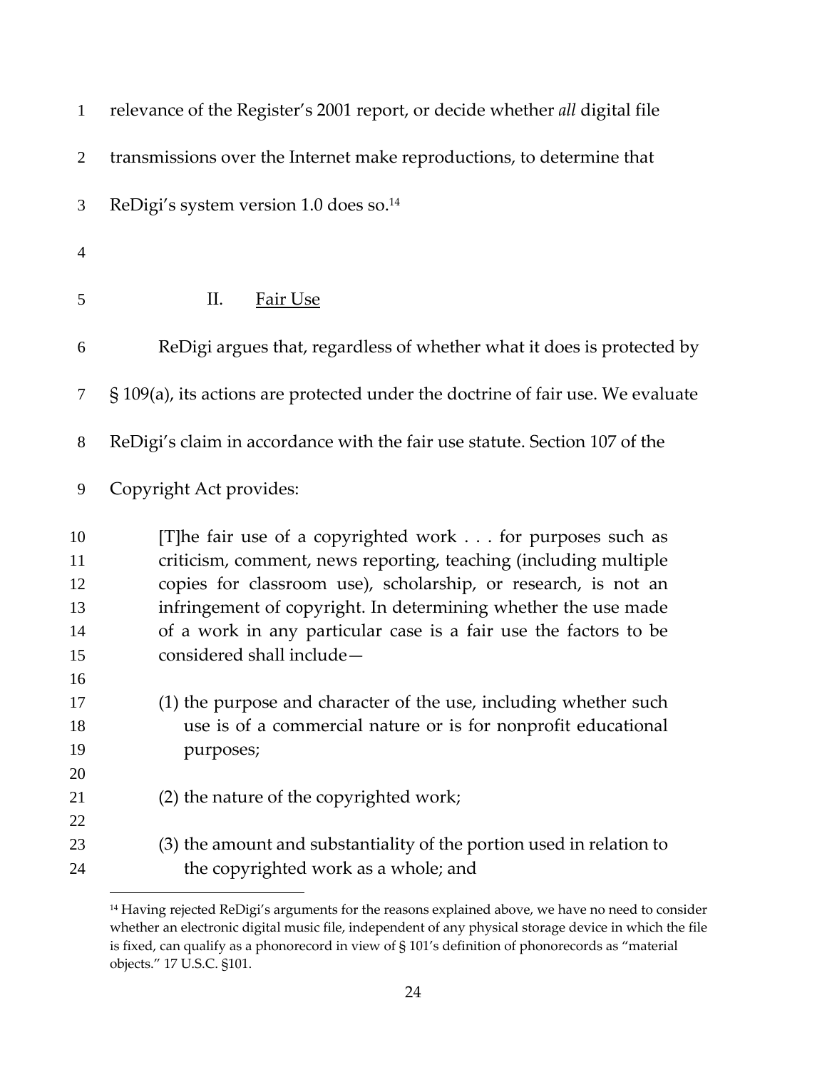relevance of the Register's 2001 report, or decide whether *all* digital file transmissions over the Internet make reproductions, to determine that ReDigi's system version 1.0 does so.[14]

## II. Fair Use

ReDigi argues that, regardless of whether what it does is protected by § 109(a), its actions are protected under the doctrine of fair use. We evaluate ReDigi's claim in accordance with the fair use statute. Section 107 of the Copyright Act provides:

> [T]he fair use of a copyrighted work . . . for purposes such as criticism, comment, news reporting, teaching (including multiple copies for classroom use), scholarship, or research, is not an infringement of copyright. In determining whether the use made of a work in any particular case is a fair use the factors to be considered shall include—
>
> (1) the purpose and character of the use, including whether such use is of a commercial nature or is for nonprofit educational purposes;
>
> (2) the nature of the copyrighted work;
>
> (3) the amount and substantiality of the portion used in relation to the copyrighted work as a whole; and

---

[14] Having rejected ReDigi's arguments for the reasons explained above, we have no need to consider whether an electronic digital music file, independent of any physical storage device in which the file is fixed, can qualify as a phonorecord in view of § 101's definition of phonorecords as "material objects." 17 U.S.C. §101.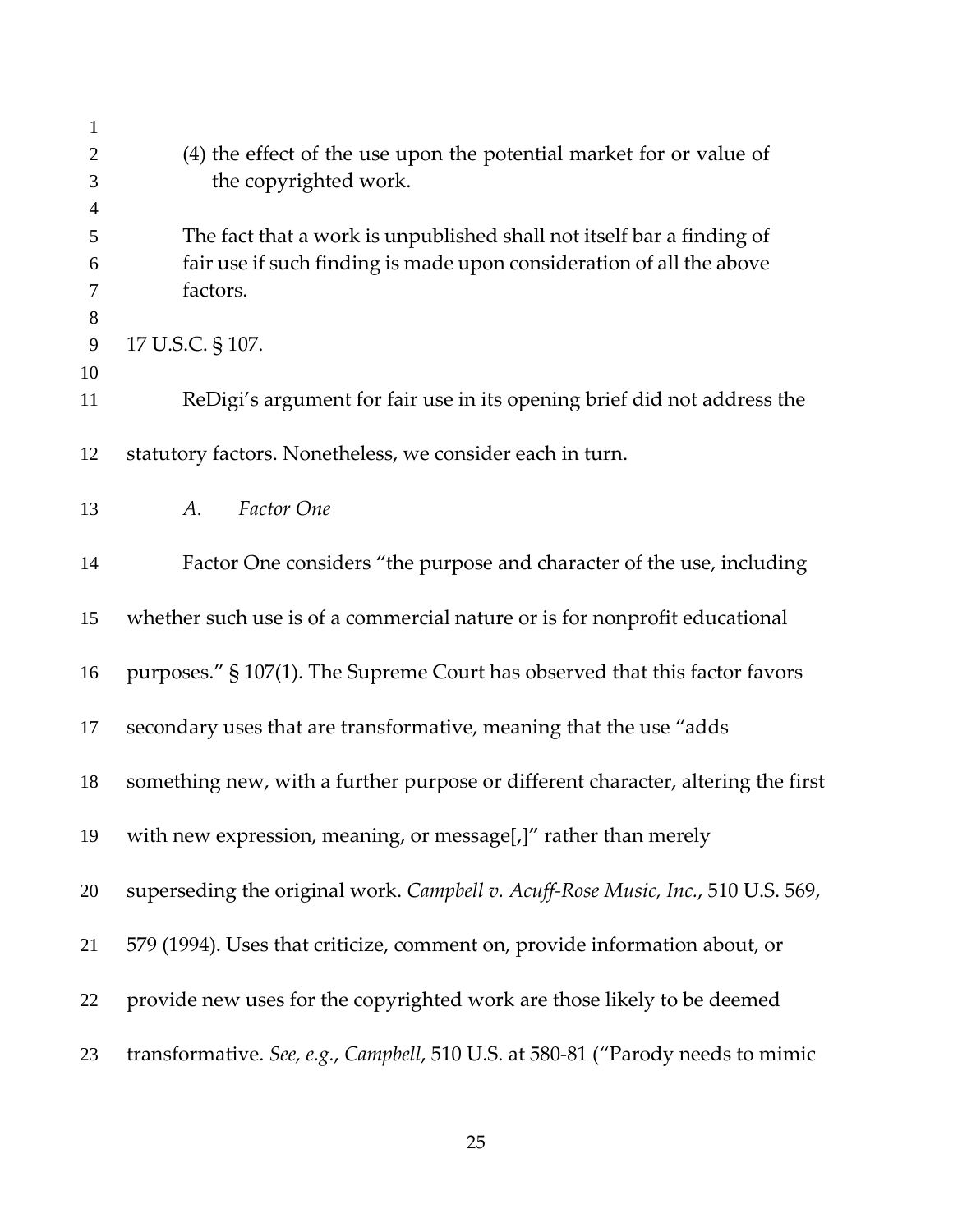> (4) the effect of the use upon the potential market for or value of the copyrighted work.
>
> The fact that a work is unpublished shall not itself bar a finding of fair use if such finding is made upon consideration of all the above factors.

17 U.S.C. § 107.

ReDigi's argument for fair use in its opening brief did not address the statutory factors. Nonetheless, we consider each in turn.

### *A. Factor One*

Factor One considers "the purpose and character of the use, including whether such use is of a commercial nature or is for nonprofit educational purposes." § 107(1). The Supreme Court has observed that this factor favors secondary uses that are transformative, meaning that the use "adds something new, with a further purpose or different character, altering the first with new expression, meaning, or message[,]" rather than merely superseding the original work. *Campbell v. Acuff-Rose Music, Inc.*, 510 U.S. 569, 579 (1994). Uses that criticize, comment on, provide information about, or provide new uses for the copyrighted work are those likely to be deemed transformative. *See, e.g.*, *Campbell*, 510 U.S. at 580-81 ("Parody needs to mimic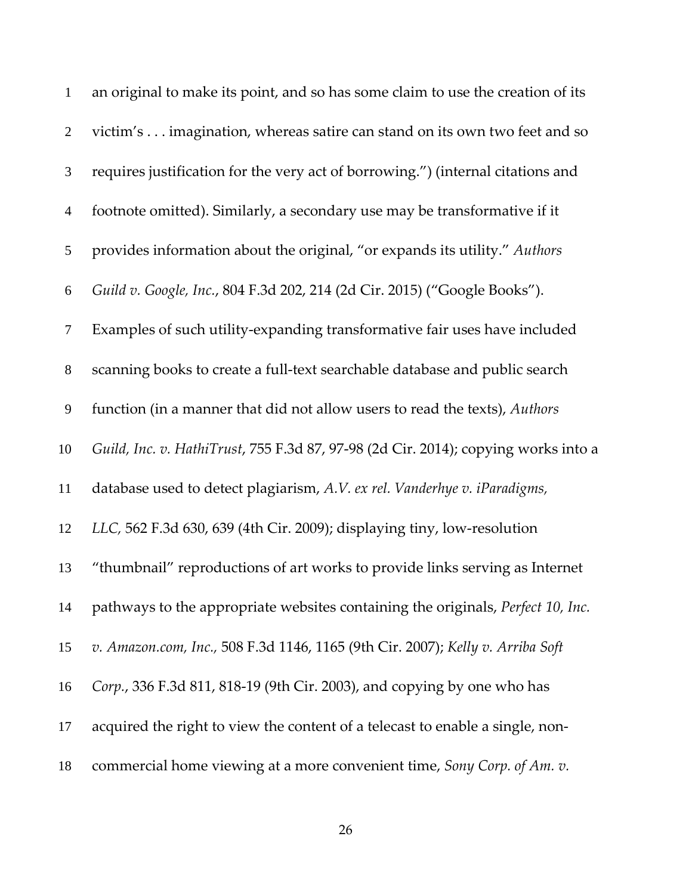an original to make its point, and so has some claim to use the creation of its victim's . . . imagination, whereas satire can stand on its own two feet and so requires justification for the very act of borrowing.") (internal citations and footnote omitted). Similarly, a secondary use may be transformative if it provides information about the original, "or expands its utility." *Authors Guild v. Google, Inc.*, 804 F.3d 202, 214 (2d Cir. 2015) ("Google Books"). Examples of such utility-expanding transformative fair uses have included scanning books to create a full-text searchable database and public search function (in a manner that did not allow users to read the texts), *Authors Guild, Inc. v. HathiTrust*, 755 F.3d 87, 97-98 (2d Cir. 2014); copying works into a database used to detect plagiarism, *A.V. ex rel. Vanderhye v. iParadigms, LLC,* 562 F.3d 630, 639 (4th Cir. 2009); displaying tiny, low-resolution "thumbnail" reproductions of art works to provide links serving as Internet pathways to the appropriate websites containing the originals, *Perfect 10, Inc. v. Amazon.com, Inc.,* 508 F.3d 1146, 1165 (9th Cir. 2007); *Kelly v. Arriba Soft Corp.*, 336 F.3d 811, 818-19 (9th Cir. 2003), and copying by one who has acquired the right to view the content of a telecast to enable a single, non-commercial home viewing at a more convenient time, *Sony Corp. of Am. v.*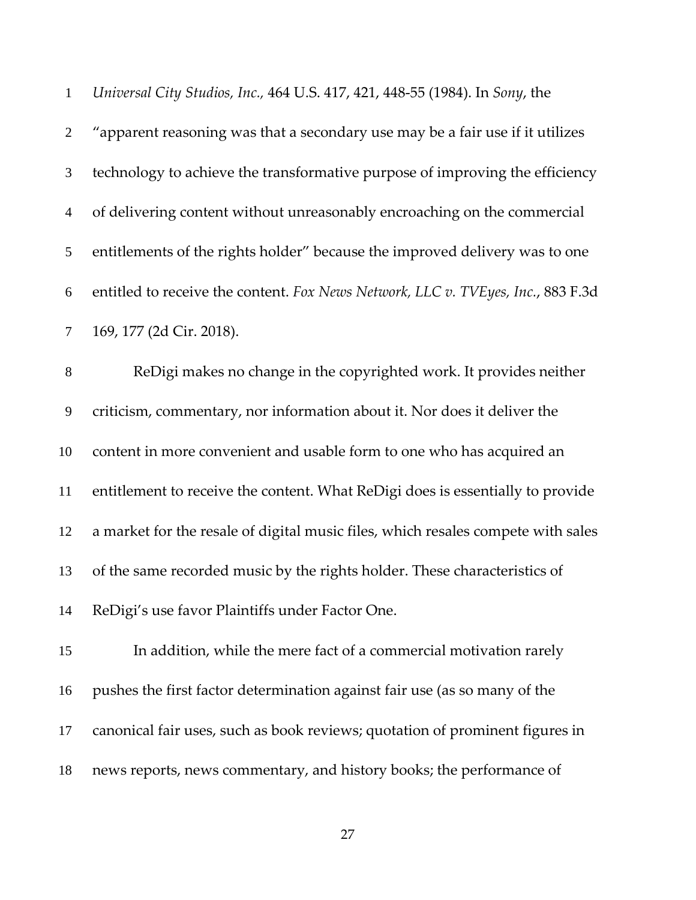*Universal City Studios, Inc.,* 464 U.S. 417, 421, 448-55 (1984). In *Sony*, the "apparent reasoning was that a secondary use may be a fair use if it utilizes technology to achieve the transformative purpose of improving the efficiency of delivering content without unreasonably encroaching on the commercial entitlements of the rights holder" because the improved delivery was to one entitled to receive the content. *Fox News Network, LLC v. TVEyes, Inc.*, 883 F.3d 169, 177 (2d Cir. 2018).

ReDigi makes no change in the copyrighted work. It provides neither criticism, commentary, nor information about it. Nor does it deliver the content in more convenient and usable form to one who has acquired an entitlement to receive the content. What ReDigi does is essentially to provide a market for the resale of digital music files, which resales compete with sales of the same recorded music by the rights holder. These characteristics of ReDigi's use favor Plaintiffs under Factor One.

In addition, while the mere fact of a commercial motivation rarely pushes the first factor determination against fair use (as so many of the canonical fair uses, such as book reviews; quotation of prominent figures in news reports, news commentary, and history books; the performance of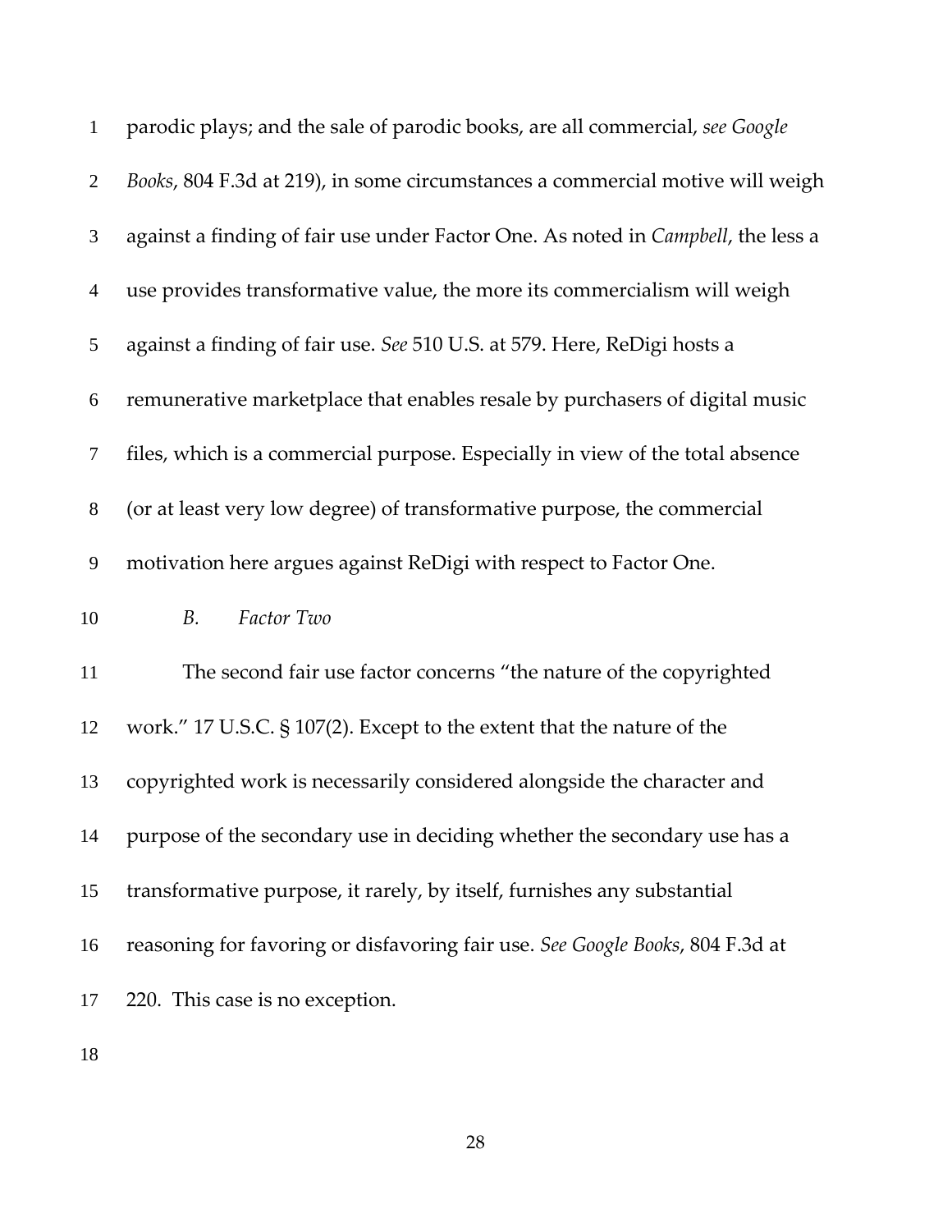parodic plays; and the sale of parodic books, are all commercial, *see Google Books*, 804 F.3d at 219), in some circumstances a commercial motive will weigh against a finding of fair use under Factor One. As noted in *Campbell*, the less a use provides transformative value, the more its commercialism will weigh against a finding of fair use. *See* 510 U.S. at 579. Here, ReDigi hosts a remunerative marketplace that enables resale by purchasers of digital music files, which is a commercial purpose. Especially in view of the total absence (or at least very low degree) of transformative purpose, the commercial motivation here argues against ReDigi with respect to Factor One.

*B. Factor Two*

The second fair use factor concerns "the nature of the copyrighted work." 17 U.S.C. § 107(2). Except to the extent that the nature of the copyrighted work is necessarily considered alongside the character and purpose of the secondary use in deciding whether the secondary use has a transformative purpose, it rarely, by itself, furnishes any substantial reasoning for favoring or disfavoring fair use. *See Google Books*, 804 F.3d at 220. This case is no exception.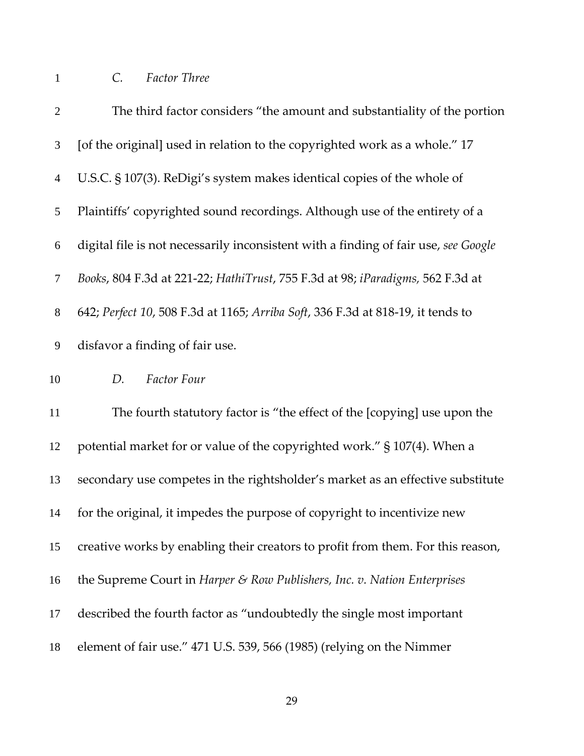### *C. Factor Three*

The third factor considers "the amount and substantiality of the portion [of the original] used in relation to the copyrighted work as a whole." 17 U.S.C. § 107(3). ReDigi's system makes identical copies of the whole of Plaintiffs' copyrighted sound recordings. Although use of the entirety of a digital file is not necessarily inconsistent with a finding of fair use, *see Google Books*, 804 F.3d at 221-22; *HathiTrust*, 755 F.3d at 98; *iParadigms,* 562 F.3d at 642; *Perfect 10*, 508 F.3d at 1165; *Arriba Soft*, 336 F.3d at 818-19, it tends to disfavor a finding of fair use.

### *D. Factor Four*

The fourth statutory factor is "the effect of the [copying] use upon the potential market for or value of the copyrighted work." § 107(4). When a secondary use competes in the rightsholder's market as an effective substitute for the original, it impedes the purpose of copyright to incentivize new creative works by enabling their creators to profit from them. For this reason, the Supreme Court in *Harper & Row Publishers, Inc. v. Nation Enterprises* described the fourth factor as "undoubtedly the single most important element of fair use." 471 U.S. 539, 566 (1985) (relying on the Nimmer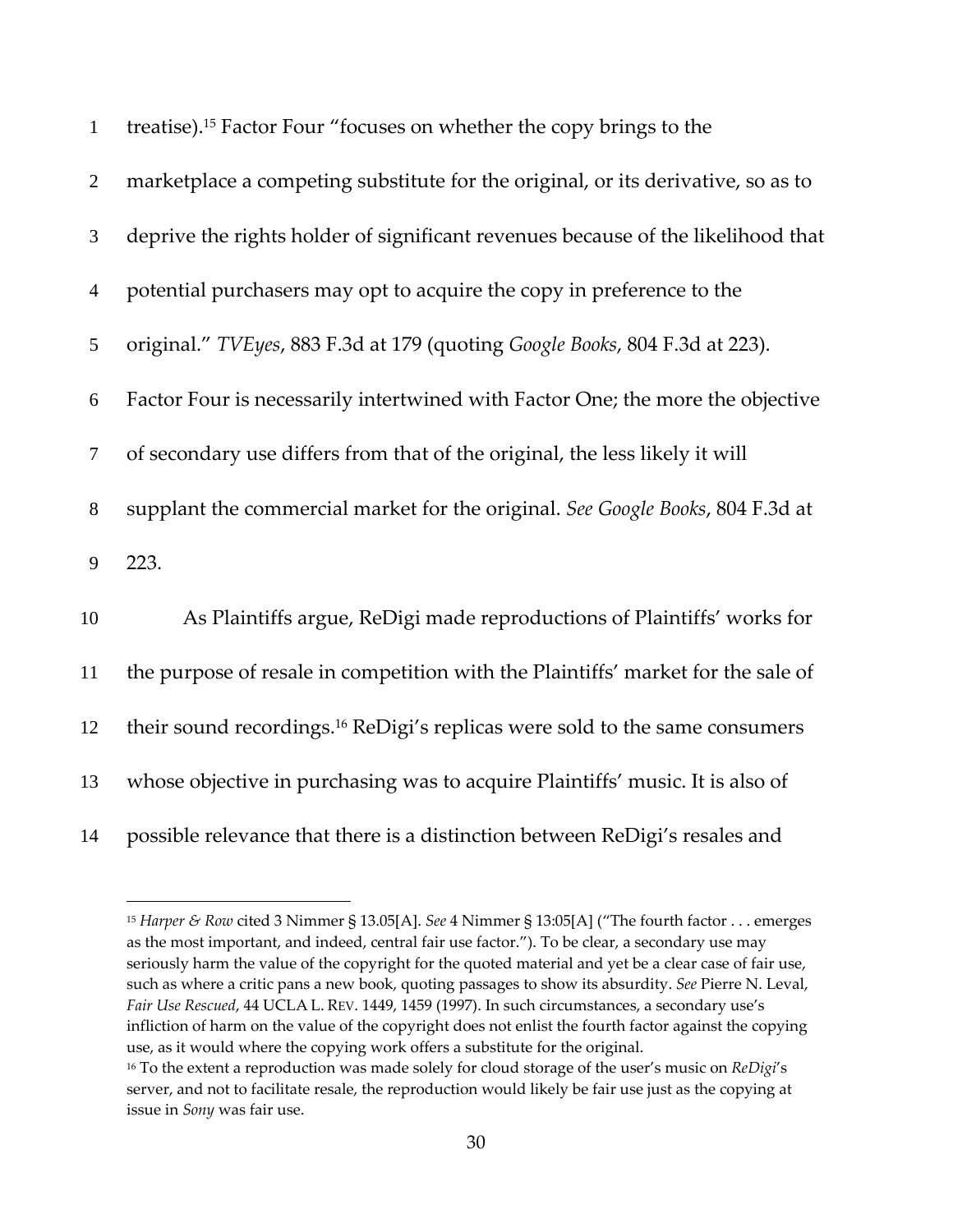treatise).[15] Factor Four "focuses on whether the copy brings to the marketplace a competing substitute for the original, or its derivative, so as to deprive the rights holder of significant revenues because of the likelihood that potential purchasers may opt to acquire the copy in preference to the original." *TVEyes*, 883 F.3d at 179 (quoting *Google Books*, 804 F.3d at 223). Factor Four is necessarily intertwined with Factor One; the more the objective of secondary use differs from that of the original, the less likely it will supplant the commercial market for the original. *See Google Books*, 804 F.3d at 223.

As Plaintiffs argue, ReDigi made reproductions of Plaintiffs' works for the purpose of resale in competition with the Plaintiffs' market for the sale of their sound recordings.[16] ReDigi's replicas were sold to the same consumers whose objective in purchasing was to acquire Plaintiffs' music. It is also of possible relevance that there is a distinction between ReDigi's resales and

---

[15] *Harper & Row* cited 3 Nimmer § 13.05[A]. *See* 4 Nimmer § 13:05[A] ("The fourth factor . . . emerges as the most important, and indeed, central fair use factor."). To be clear, a secondary use may seriously harm the value of the copyright for the quoted material and yet be a clear case of fair use, such as where a critic pans a new book, quoting passages to show its absurdity. *See* Pierre N. Leval, *Fair Use Rescued*, 44 UCLA L. REV. 1449, 1459 (1997). In such circumstances, a secondary use's infliction of harm on the value of the copyright does not enlist the fourth factor against the copying use, as it would where the copying work offers a substitute for the original.

[16] To the extent a reproduction was made solely for cloud storage of the user's music on *ReDigi*'s server, and not to facilitate resale, the reproduction would likely be fair use just as the copying at issue in *Sony* was fair use.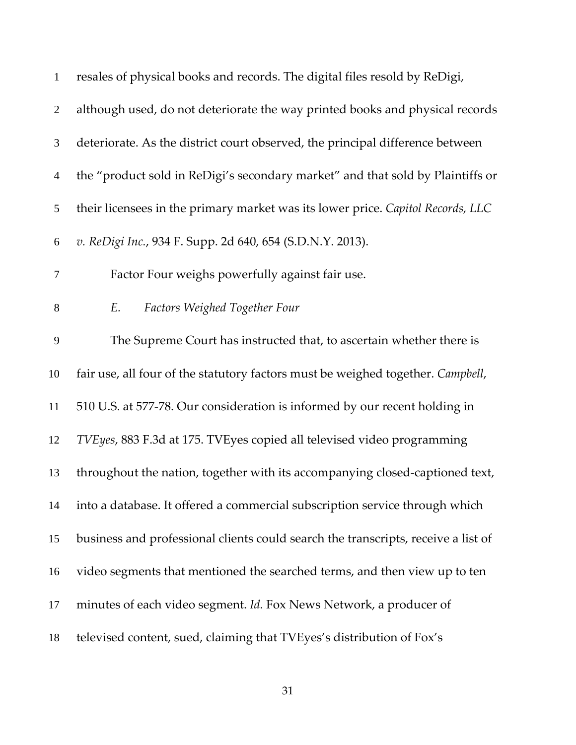resales of physical books and records. The digital files resold by ReDigi, although used, do not deteriorate the way printed books and physical records deteriorate. As the district court observed, the principal difference between the "product sold in ReDigi's secondary market" and that sold by Plaintiffs or their licensees in the primary market was its lower price. *Capitol Records, LLC v. ReDigi Inc.*, 934 F. Supp. 2d 640, 654 (S.D.N.Y. 2013).

Factor Four weighs powerfully against fair use.

### *E. Factors Weighed Together Four*

The Supreme Court has instructed that, to ascertain whether there is fair use, all four of the statutory factors must be weighed together. *Campbell*, 510 U.S. at 577-78. Our consideration is informed by our recent holding in *TVEyes*, 883 F.3d at 175. TVEyes copied all televised video programming throughout the nation, together with its accompanying closed-captioned text, into a database. It offered a commercial subscription service through which business and professional clients could search the transcripts, receive a list of video segments that mentioned the searched terms, and then view up to ten minutes of each video segment. *Id.* Fox News Network, a producer of televised content, sued, claiming that TVEyes's distribution of Fox's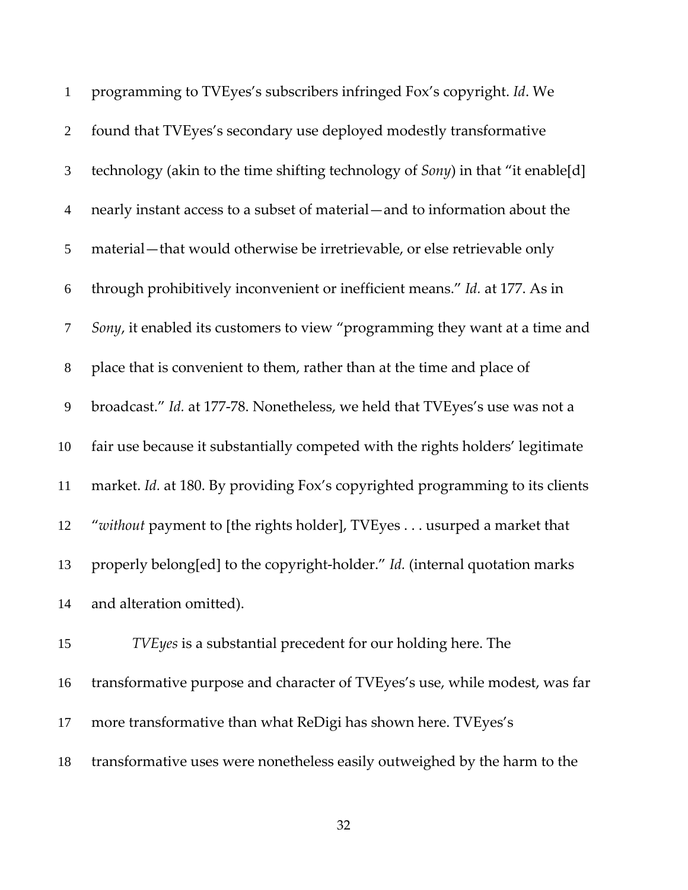programming to TVEyes's subscribers infringed Fox's copyright. *Id*. We found that TVEyes's secondary use deployed modestly transformative technology (akin to the time shifting technology of *Sony*) in that "it enable[d] nearly instant access to a subset of material—and to information about the material—that would otherwise be irretrievable, or else retrievable only through prohibitively inconvenient or inefficient means." *Id.* at 177. As in *Sony*, it enabled its customers to view "programming they want at a time and place that is convenient to them, rather than at the time and place of broadcast." *Id.* at 177-78. Nonetheless, we held that TVEyes's use was not a fair use because it substantially competed with the rights holders' legitimate market. *Id.* at 180. By providing Fox's copyrighted programming to its clients "*without* payment to [the rights holder], TVEyes . . . usurped a market that properly belong[ed] to the copyright-holder." *Id.* (internal quotation marks and alteration omitted).

*TVEyes* is a substantial precedent for our holding here. The transformative purpose and character of TVEyes's use, while modest, was far more transformative than what ReDigi has shown here. TVEyes's transformative uses were nonetheless easily outweighed by the harm to the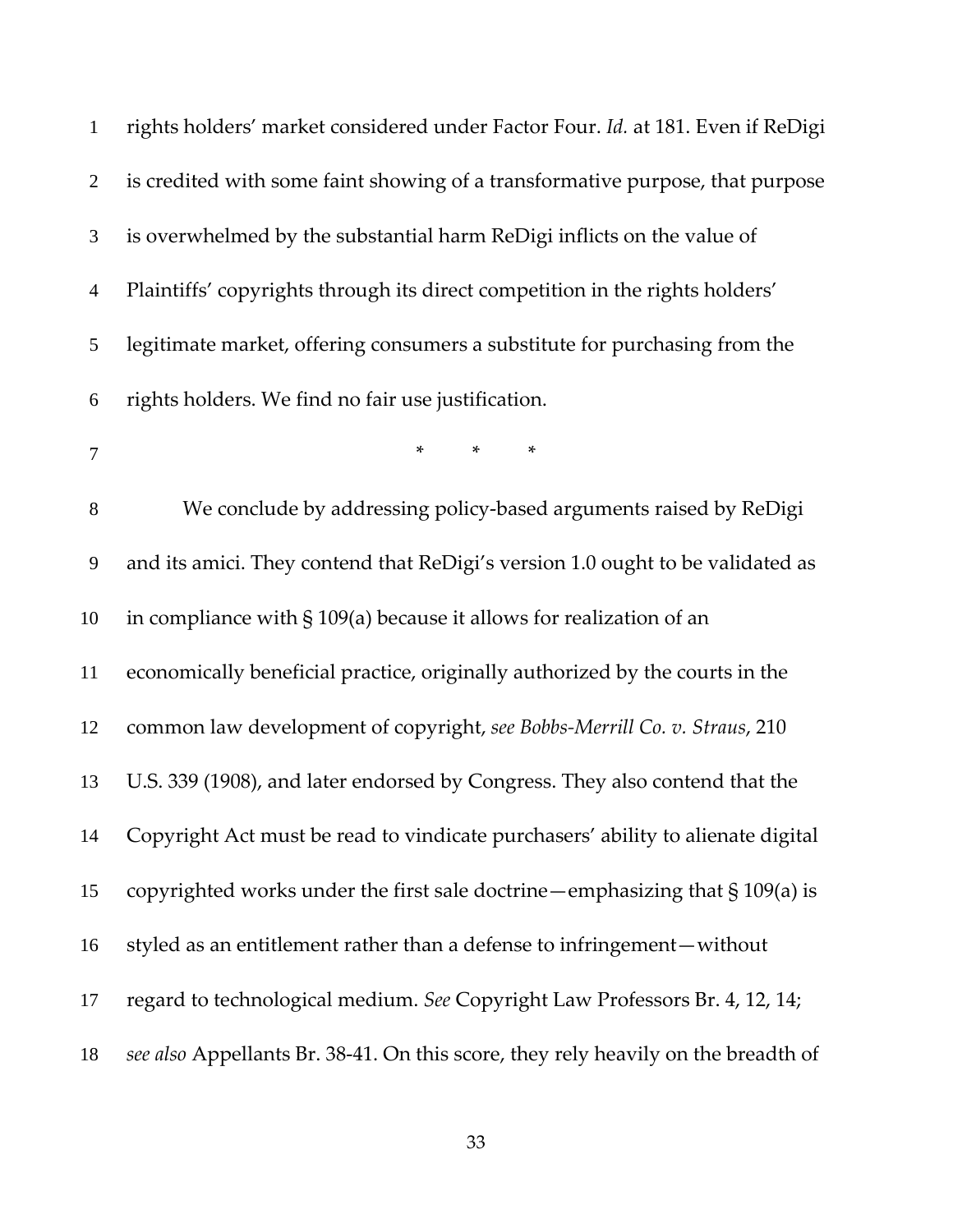rights holders' market considered under Factor Four. *Id.* at 181. Even if ReDigi is credited with some faint showing of a transformative purpose, that purpose is overwhelmed by the substantial harm ReDigi inflicts on the value of Plaintiffs' copyrights through its direct competition in the rights holders' legitimate market, offering consumers a substitute for purchasing from the rights holders. We find no fair use justification.

\* \* \*

We conclude by addressing policy-based arguments raised by ReDigi and its amici. They contend that ReDigi's version 1.0 ought to be validated as in compliance with § 109(a) because it allows for realization of an economically beneficial practice, originally authorized by the courts in the common law development of copyright, *see Bobbs-Merrill Co. v. Straus*, 210 U.S. 339 (1908), and later endorsed by Congress. They also contend that the Copyright Act must be read to vindicate purchasers' ability to alienate digital copyrighted works under the first sale doctrine—emphasizing that § 109(a) is styled as an entitlement rather than a defense to infringement—without regard to technological medium. *See* Copyright Law Professors Br. 4, 12, 14; *see also* Appellants Br. 38-41. On this score, they rely heavily on the breadth of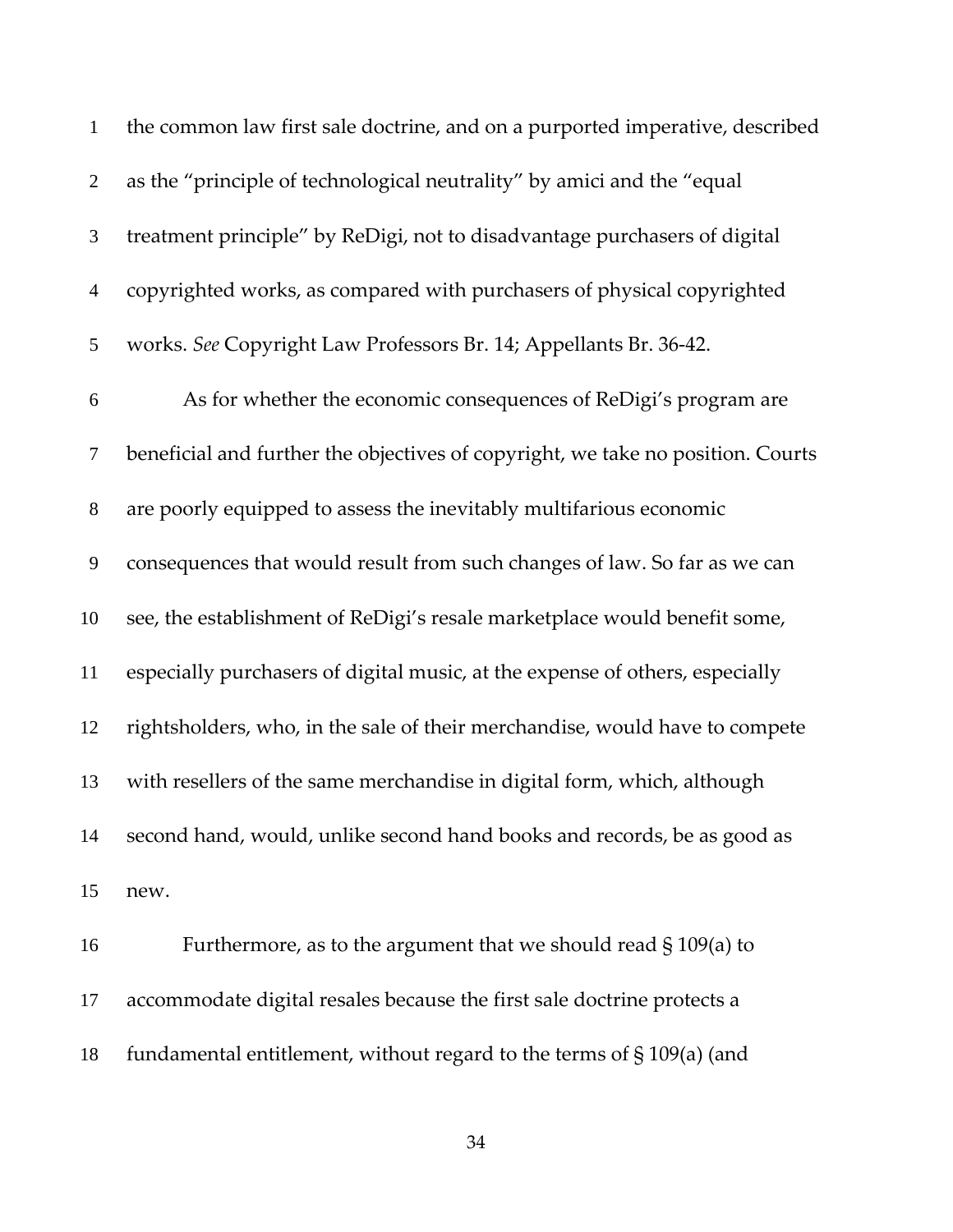the common law first sale doctrine, and on a purported imperative, described as the "principle of technological neutrality" by amici and the "equal treatment principle" by ReDigi, not to disadvantage purchasers of digital copyrighted works, as compared with purchasers of physical copyrighted works. *See* Copyright Law Professors Br. 14; Appellants Br. 36-42.

As for whether the economic consequences of ReDigi's program are beneficial and further the objectives of copyright, we take no position. Courts are poorly equipped to assess the inevitably multifarious economic consequences that would result from such changes of law. So far as we can see, the establishment of ReDigi's resale marketplace would benefit some, especially purchasers of digital music, at the expense of others, especially rightsholders, who, in the sale of their merchandise, would have to compete with resellers of the same merchandise in digital form, which, although second hand, would, unlike second hand books and records, be as good as new.

Furthermore, as to the argument that we should read § 109(a) to accommodate digital resales because the first sale doctrine protects a fundamental entitlement, without regard to the terms of § 109(a) (and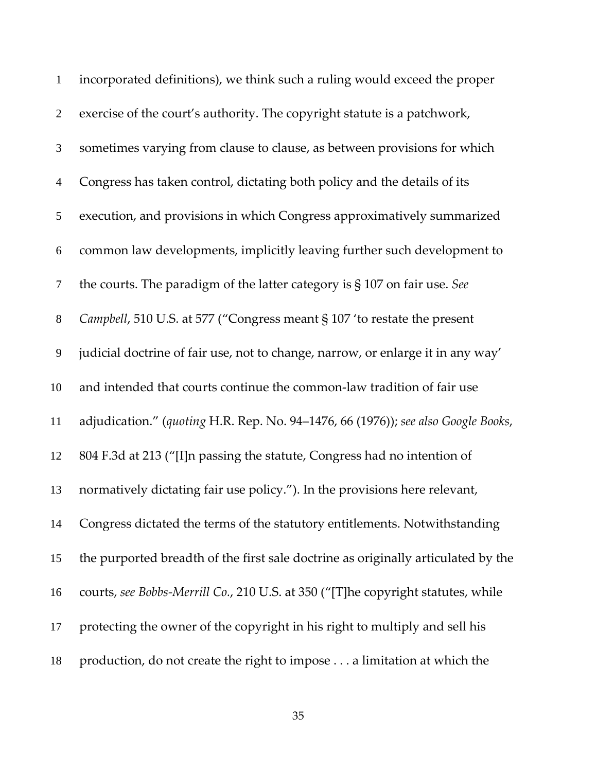incorporated definitions), we think such a ruling would exceed the proper exercise of the court's authority. The copyright statute is a patchwork, sometimes varying from clause to clause, as between provisions for which Congress has taken control, dictating both policy and the details of its execution, and provisions in which Congress approximatively summarized common law developments, implicitly leaving further such development to the courts. The paradigm of the latter category is § 107 on fair use. *See Campbell*, 510 U.S. at 577 ("Congress meant § 107 'to restate the present judicial doctrine of fair use, not to change, narrow, or enlarge it in any way' and intended that courts continue the common-law tradition of fair use adjudication." (*quoting* H.R. Rep. No. 94–1476, 66 (1976)); *see also Google Books*, 804 F.3d at 213 ("[I]n passing the statute, Congress had no intention of normatively dictating fair use policy."). In the provisions here relevant, Congress dictated the terms of the statutory entitlements. Notwithstanding the purported breadth of the first sale doctrine as originally articulated by the courts, *see Bobbs-Merrill Co.*, 210 U.S. at 350 ("[T]he copyright statutes, while protecting the owner of the copyright in his right to multiply and sell his production, do not create the right to impose . . . a limitation at which the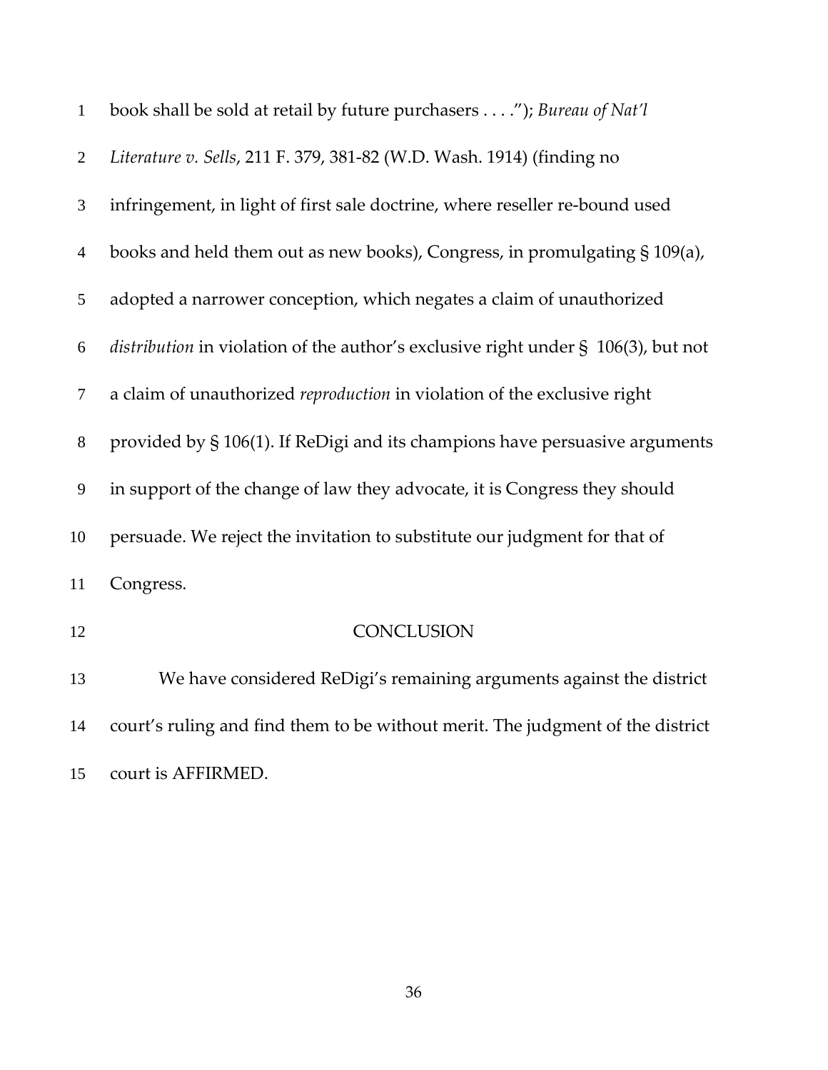book shall be sold at retail by future purchasers . . . ."); *Bureau of Nat'l Literature v. Sells*, 211 F. 379, 381-82 (W.D. Wash. 1914) (finding no infringement, in light of first sale doctrine, where reseller re-bound used books and held them out as new books), Congress, in promulgating § 109(a), adopted a narrower conception, which negates a claim of unauthorized *distribution* in violation of the author's exclusive right under § 106(3), but not a claim of unauthorized *reproduction* in violation of the exclusive right provided by § 106(1). If ReDigi and its champions have persuasive arguments in support of the change of law they advocate, it is Congress they should persuade. We reject the invitation to substitute our judgment for that of Congress.

## CONCLUSION

We have considered ReDigi's remaining arguments against the district court's ruling and find them to be without merit. The judgment of the district court is AFFIRMED.